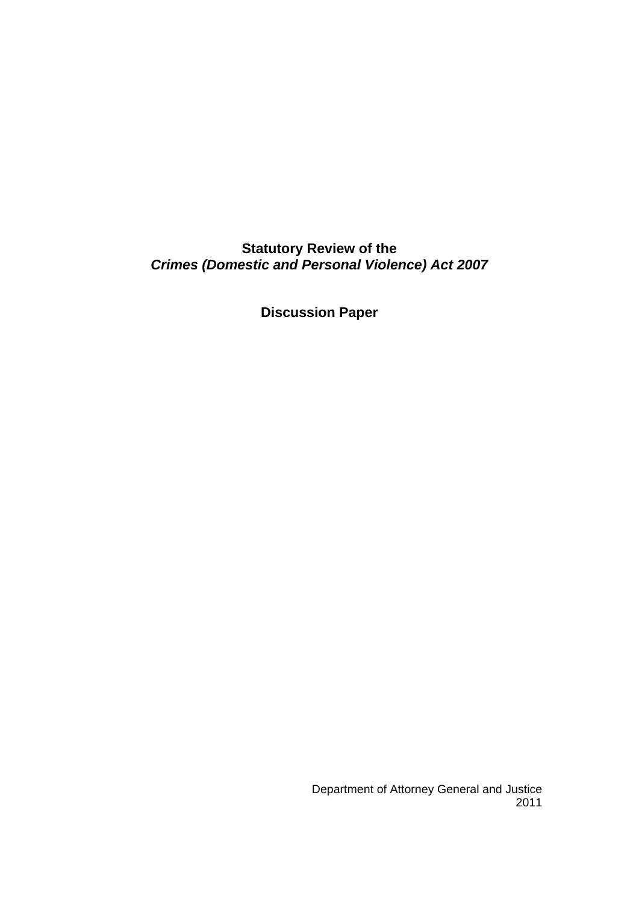# Statutory Review of the *Crimes (Domestic and Personal Violence) Act 2007*

## Discussion Paper

Department of Attorney General and Justice
2011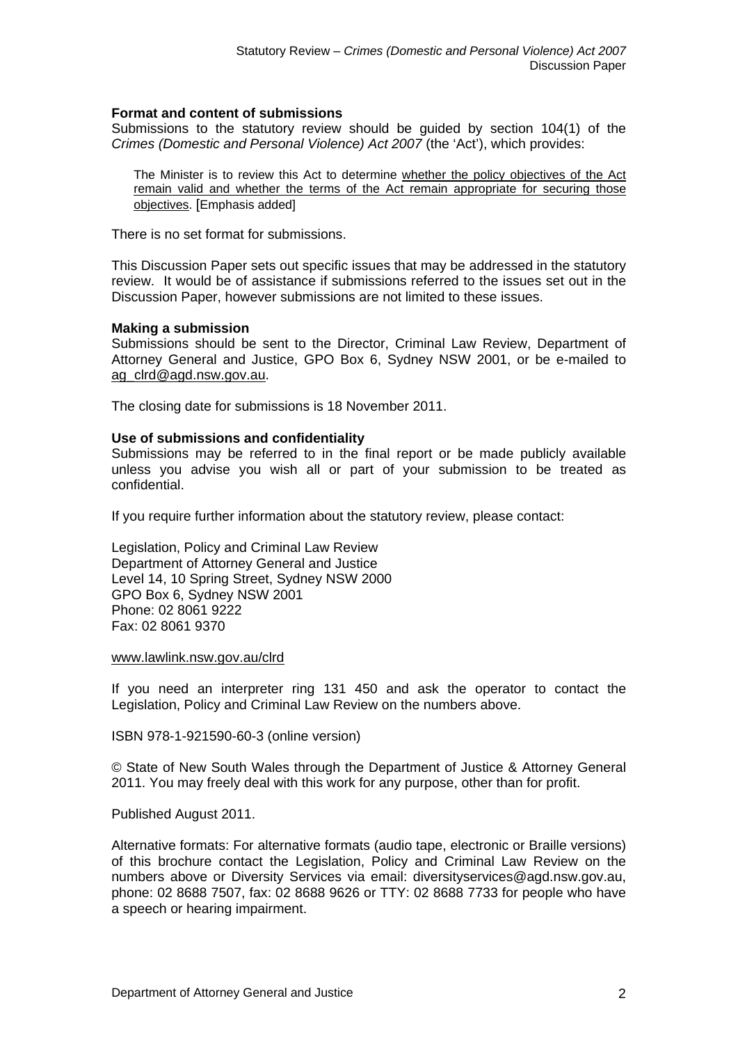**Format and content of submissions**

Submissions to the statutory review should be guided by section 104(1) of the *Crimes (Domestic and Personal Violence) Act 2007* (the 'Act'), which provides:

> The Minister is to review this Act to determine whether the policy objectives of the Act remain valid and whether the terms of the Act remain appropriate for securing those objectives. [Emphasis added]

There is no set format for submissions.

This Discussion Paper sets out specific issues that may be addressed in the statutory review. It would be of assistance if submissions referred to the issues set out in the Discussion Paper, however submissions are not limited to these issues.

**Making a submission**

Submissions should be sent to the Director, Criminal Law Review, Department of Attorney General and Justice, GPO Box 6, Sydney NSW 2001, or be e-mailed to ag_clrd@agd.nsw.gov.au.

The closing date for submissions is 18 November 2011.

**Use of submissions and confidentiality**

Submissions may be referred to in the final report or be made publicly available unless you advise you wish all or part of your submission to be treated as confidential.

If you require further information about the statutory review, please contact:

Legislation, Policy and Criminal Law Review
Department of Attorney General and Justice
Level 14, 10 Spring Street, Sydney NSW 2000
GPO Box 6, Sydney NSW 2001
Phone: 02 8061 9222
Fax: 02 8061 9370

www.lawlink.nsw.gov.au/clrd

If you need an interpreter ring 131 450 and ask the operator to contact the Legislation, Policy and Criminal Law Review on the numbers above.

ISBN 978-1-921590-60-3 (online version)

© State of New South Wales through the Department of Justice & Attorney General 2011. You may freely deal with this work for any purpose, other than for profit.

Published August 2011.

Alternative formats: For alternative formats (audio tape, electronic or Braille versions) of this brochure contact the Legislation, Policy and Criminal Law Review on the numbers above or Diversity Services via email: diversityservices@agd.nsw.gov.au, phone: 02 8688 7507, fax: 02 8688 9626 or TTY: 02 8688 7733 for people who have a speech or hearing impairment.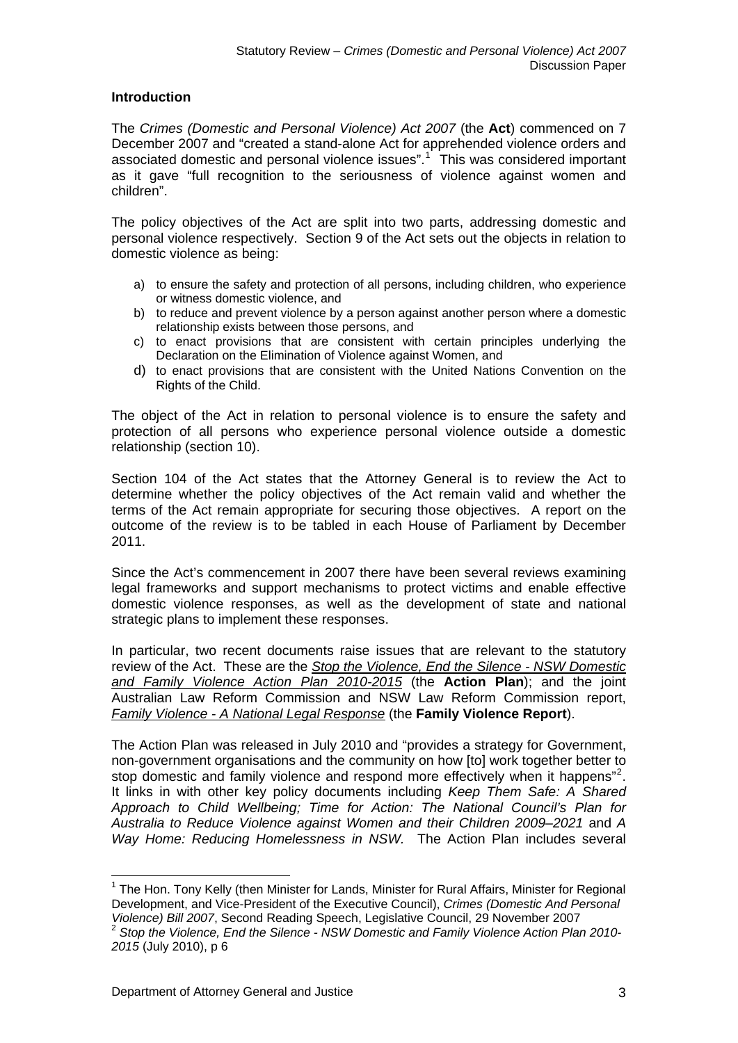### Introduction

The *Crimes (Domestic and Personal Violence) Act 2007* (the **Act**) commenced on 7 December 2007 and "created a stand-alone Act for apprehended violence orders and associated domestic and personal violence issues".[1] This was considered important as it gave "full recognition to the seriousness of violence against women and children".

The policy objectives of the Act are split into two parts, addressing domestic and personal violence respectively. Section 9 of the Act sets out the objects in relation to domestic violence as being:

a) to ensure the safety and protection of all persons, including children, who experience or witness domestic violence, and
b) to reduce and prevent violence by a person against another person where a domestic relationship exists between those persons, and
c) to enact provisions that are consistent with certain principles underlying the Declaration on the Elimination of Violence against Women, and
d) to enact provisions that are consistent with the United Nations Convention on the Rights of the Child.

The object of the Act in relation to personal violence is to ensure the safety and protection of all persons who experience personal violence outside a domestic relationship (section 10).

Section 104 of the Act states that the Attorney General is to review the Act to determine whether the policy objectives of the Act remain valid and whether the terms of the Act remain appropriate for securing those objectives. A report on the outcome of the review is to be tabled in each House of Parliament by December 2011.

Since the Act's commencement in 2007 there have been several reviews examining legal frameworks and support mechanisms to protect victims and enable effective domestic violence responses, as well as the development of state and national strategic plans to implement these responses.

In particular, two recent documents raise issues that are relevant to the statutory review of the Act. These are the *Stop the Violence, End the Silence - NSW Domestic and Family Violence Action Plan 2010-2015* (the **Action Plan**); and the joint Australian Law Reform Commission and NSW Law Reform Commission report, *Family Violence - A National Legal Response* (the **Family Violence Report**).

The Action Plan was released in July 2010 and "provides a strategy for Government, non-government organisations and the community on how [to] work together better to stop domestic and family violence and respond more effectively when it happens"[2]. It links in with other key policy documents including *Keep Them Safe: A Shared Approach to Child Wellbeing; Time for Action: The National Council's Plan for Australia to Reduce Violence against Women and their Children 2009–2021* and *A Way Home: Reducing Homelessness in NSW.* The Action Plan includes several

---

[1] The Hon. Tony Kelly (then Minister for Lands, Minister for Rural Affairs, Minister for Regional Development, and Vice-President of the Executive Council), *Crimes (Domestic And Personal Violence) Bill 2007*, Second Reading Speech, Legislative Council, 29 November 2007

[2] *Stop the Violence, End the Silence - NSW Domestic and Family Violence Action Plan 2010-2015* (July 2010), p 6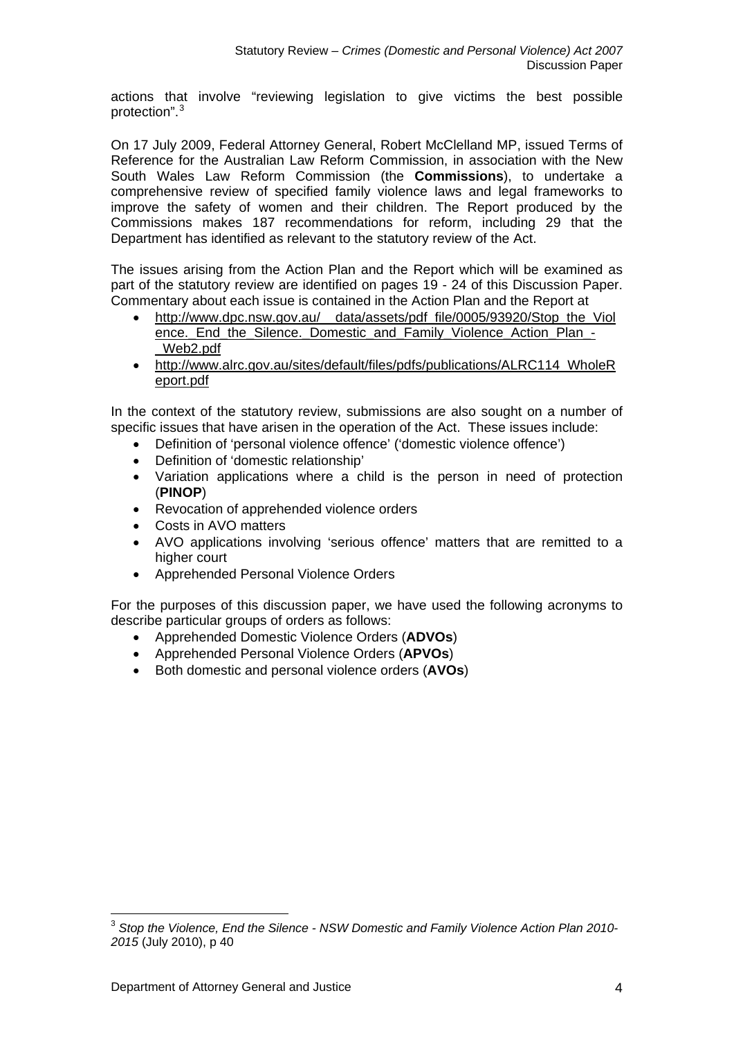actions that involve "reviewing legislation to give victims the best possible protection".[3]

On 17 July 2009, Federal Attorney General, Robert McClelland MP, issued Terms of Reference for the Australian Law Reform Commission, in association with the New South Wales Law Reform Commission (the **Commissions**), to undertake a comprehensive review of specified family violence laws and legal frameworks to improve the safety of women and their children. The Report produced by the Commissions makes 187 recommendations for reform, including 29 that the Department has identified as relevant to the statutory review of the Act.

The issues arising from the Action Plan and the Report which will be examined as part of the statutory review are identified on pages 19 - 24 of this Discussion Paper. Commentary about each issue is contained in the Action Plan and the Report at

- http://www.dpc.nsw.gov.au/__data/assets/pdf_file/0005/93920/Stop_the_Violence._End_the_Silence._Domestic_and_Family_Violence_Action_Plan_-_Web2.pdf
- http://www.alrc.gov.au/sites/default/files/pdfs/publications/ALRC114_WholeReport.pdf

In the context of the statutory review, submissions are also sought on a number of specific issues that have arisen in the operation of the Act. These issues include:

- Definition of 'personal violence offence' ('domestic violence offence')
- Definition of 'domestic relationship'
- Variation applications where a child is the person in need of protection (**PINOP**)
- Revocation of apprehended violence orders
- Costs in AVO matters
- AVO applications involving 'serious offence' matters that are remitted to a higher court
- Apprehended Personal Violence Orders

For the purposes of this discussion paper, we have used the following acronyms to describe particular groups of orders as follows:

- Apprehended Domestic Violence Orders (**ADVOs**)
- Apprehended Personal Violence Orders (**APVOs**)
- Both domestic and personal violence orders (**AVOs**)

[3] *Stop the Violence, End the Silence - NSW Domestic and Family Violence Action Plan 2010-2015* (July 2010), p 40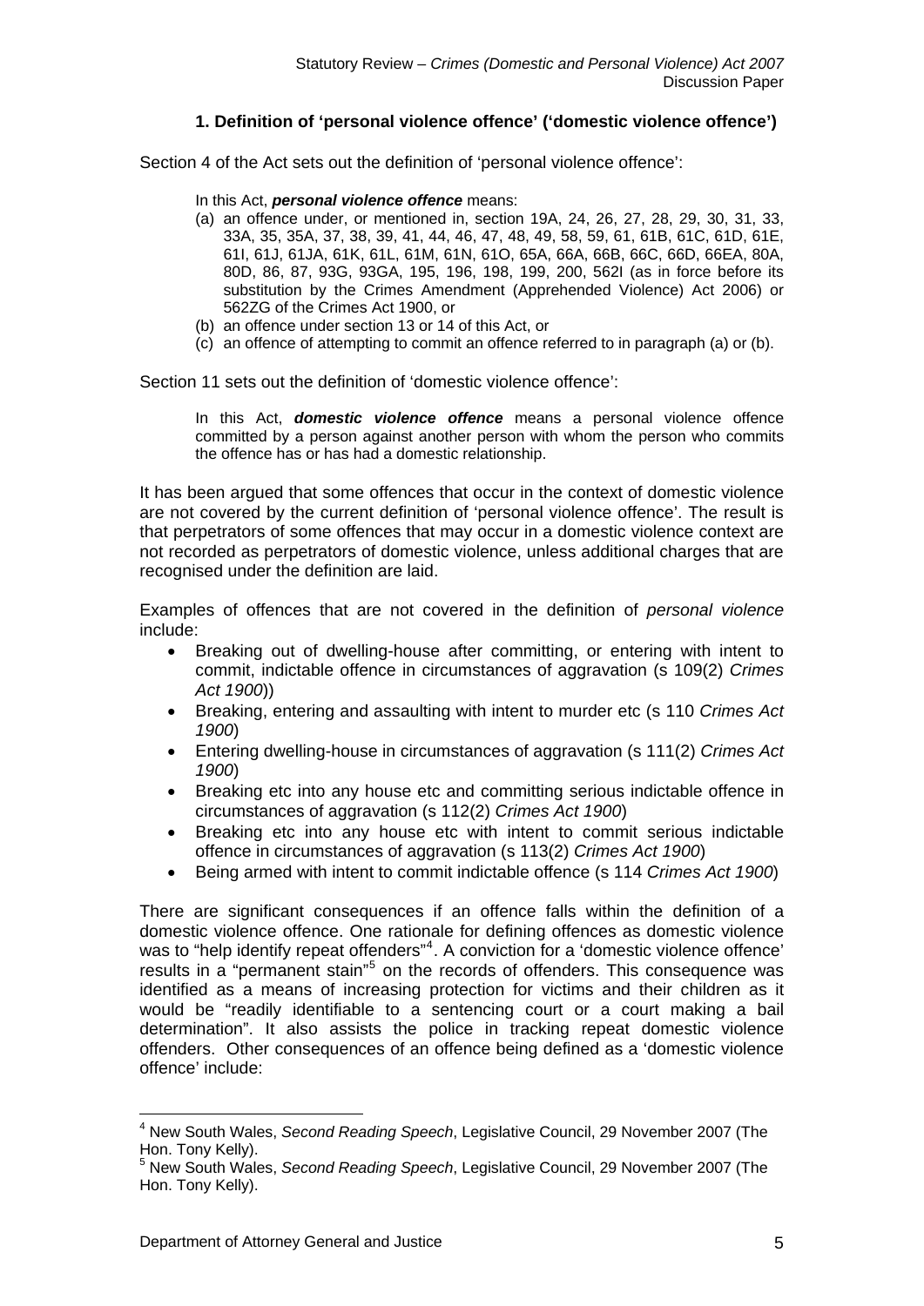### 1. Definition of 'personal violence offence' ('domestic violence offence')

Section 4 of the Act sets out the definition of 'personal violence offence':

> In this Act, ***personal violence offence*** means:
>
> (a) an offence under, or mentioned in, section 19A, 24, 26, 27, 28, 29, 30, 31, 33, 33A, 35, 35A, 37, 38, 39, 41, 44, 46, 47, 48, 49, 58, 59, 61, 61B, 61C, 61D, 61E, 61I, 61J, 61JA, 61K, 61L, 61M, 61N, 61O, 65A, 66A, 66B, 66C, 66D, 66EA, 80A, 80D, 86, 87, 93G, 93GA, 195, 196, 198, 199, 200, 562I (as in force before its substitution by the Crimes Amendment (Apprehended Violence) Act 2006) or 562ZG of the Crimes Act 1900, or
>
> (b) an offence under section 13 or 14 of this Act, or
>
> (c) an offence of attempting to commit an offence referred to in paragraph (a) or (b).

Section 11 sets out the definition of 'domestic violence offence':

> In this Act, ***domestic violence offence*** means a personal violence offence committed by a person against another person with whom the person who commits the offence has or has had a domestic relationship.

It has been argued that some offences that occur in the context of domestic violence are not covered by the current definition of 'personal violence offence'. The result is that perpetrators of some offences that may occur in a domestic violence context are not recorded as perpetrators of domestic violence, unless additional charges that are recognised under the definition are laid.

Examples of offences that are not covered in the definition of *personal violence* include:

- Breaking out of dwelling-house after committing, or entering with intent to commit, indictable offence in circumstances of aggravation (s 109(2) *Crimes Act 1900*))
- Breaking, entering and assaulting with intent to murder etc (s 110 *Crimes Act 1900*)
- Entering dwelling-house in circumstances of aggravation (s 111(2) *Crimes Act 1900*)
- Breaking etc into any house etc and committing serious indictable offence in circumstances of aggravation (s 112(2) *Crimes Act 1900*)
- Breaking etc into any house etc with intent to commit serious indictable offence in circumstances of aggravation (s 113(2) *Crimes Act 1900*)
- Being armed with intent to commit indictable offence (s 114 *Crimes Act 1900*)

There are significant consequences if an offence falls within the definition of a domestic violence offence. One rationale for defining offences as domestic violence was to "help identify repeat offenders"[4]. A conviction for a 'domestic violence offence' results in a "permanent stain"[5] on the records of offenders. This consequence was identified as a means of increasing protection for victims and their children as it would be "readily identifiable to a sentencing court or a court making a bail determination". It also assists the police in tracking repeat domestic violence offenders. Other consequences of an offence being defined as a 'domestic violence offence' include:

---

[4] New South Wales, *Second Reading Speech*, Legislative Council, 29 November 2007 (The Hon. Tony Kelly).

[5] New South Wales, *Second Reading Speech*, Legislative Council, 29 November 2007 (The Hon. Tony Kelly).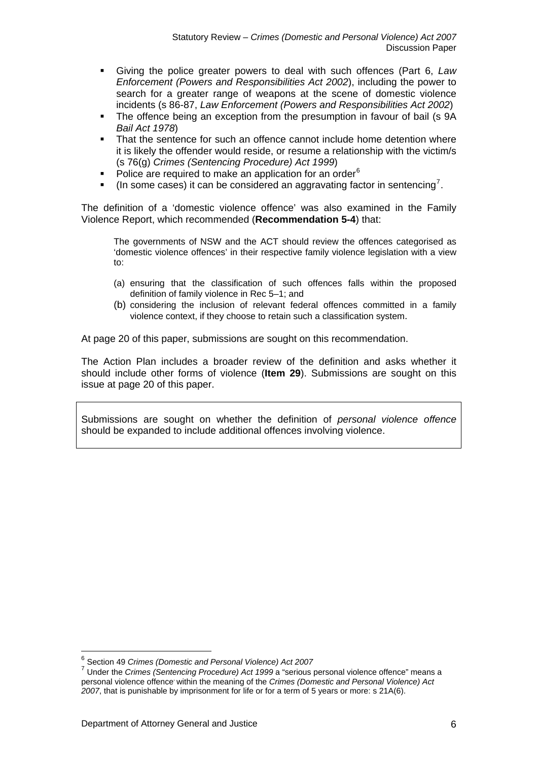- Giving the police greater powers to deal with such offences (Part 6, *Law Enforcement (Powers and Responsibilities Act 2002*), including the power to search for a greater range of weapons at the scene of domestic violence incidents (s 86-87, *Law Enforcement (Powers and Responsibilities Act 2002*)
- The offence being an exception from the presumption in favour of bail (s 9A *Bail Act 1978*)
- That the sentence for such an offence cannot include home detention where it is likely the offender would reside, or resume a relationship with the victim/s (s 76(g) *Crimes (Sentencing Procedure) Act 1999*)
- Police are required to make an application for an order[6]
- (In some cases) it can be considered an aggravating factor in sentencing[7].

The definition of a 'domestic violence offence' was also examined in the Family Violence Report, which recommended (**Recommendation 5-4**) that:

> The governments of NSW and the ACT should review the offences categorised as 'domestic violence offences' in their respective family violence legislation with a view to:
>
> (a) ensuring that the classification of such offences falls within the proposed definition of family violence in Rec 5–1; and
>
> (b) considering the inclusion of relevant federal offences committed in a family violence context, if they choose to retain such a classification system.

At page 20 of this paper, submissions are sought on this recommendation.

The Action Plan includes a broader review of the definition and asks whether it should include other forms of violence (**Item 29**). Submissions are sought on this issue at page 20 of this paper.

> Submissions are sought on whether the definition of *personal violence offence* should be expanded to include additional offences involving violence.

---

[6] Section 49 *Crimes (Domestic and Personal Violence) Act 2007*

[7] Under the *Crimes (Sentencing Procedure) Act 1999* a "serious personal violence offence" means a personal violence offence within the meaning of the *Crimes (Domestic and Personal Violence) Act 2007*, that is punishable by imprisonment for life or for a term of 5 years or more: s 21A(6).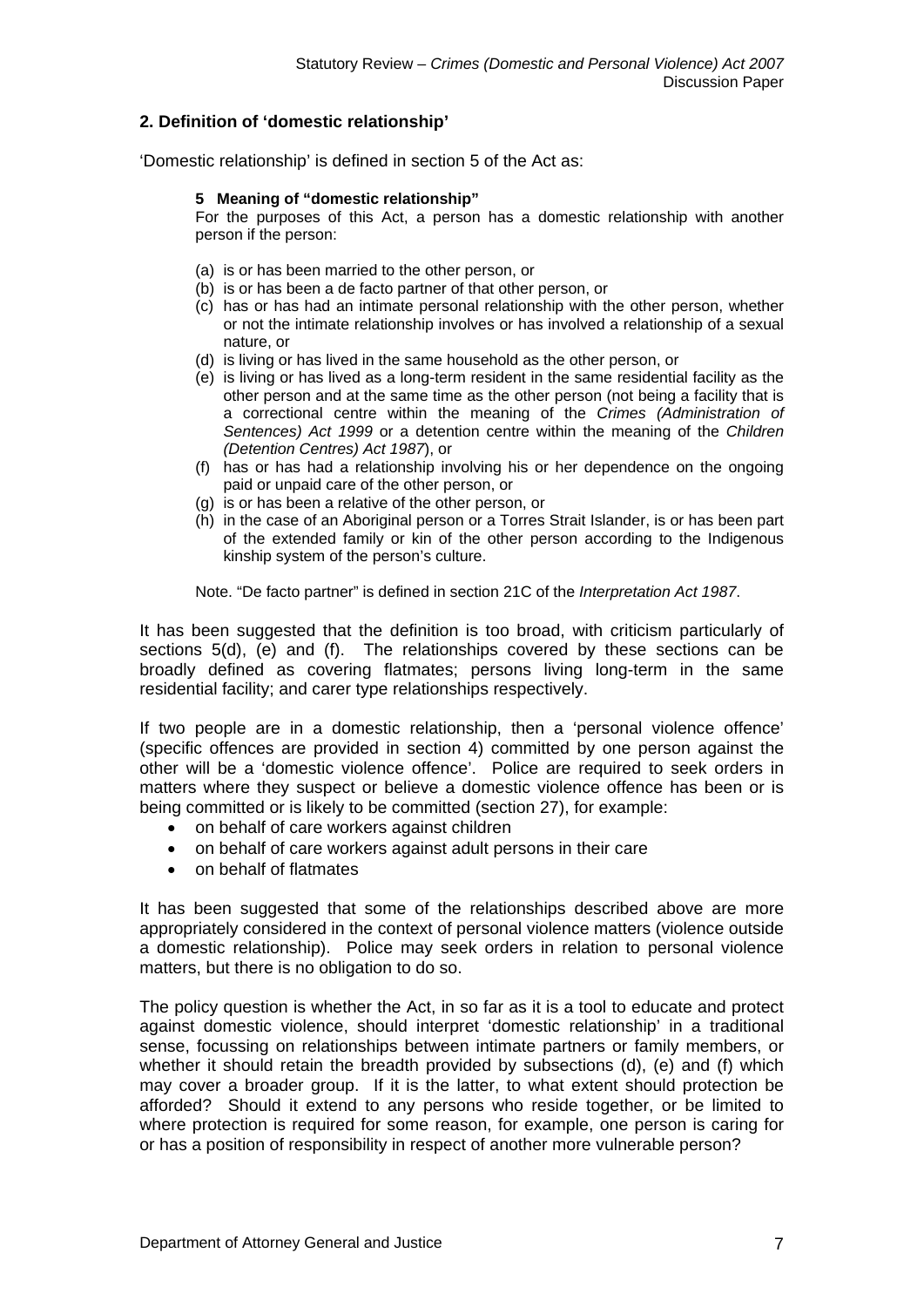## 2. Definition of 'domestic relationship'

'Domestic relationship' is defined in section 5 of the Act as:

> **5 Meaning of "domestic relationship"**
>
> For the purposes of this Act, a person has a domestic relationship with another person if the person:
>
> (a) is or has been married to the other person, or
> (b) is or has been a de facto partner of that other person, or
> (c) has or has had an intimate personal relationship with the other person, whether or not the intimate relationship involves or has involved a relationship of a sexual nature, or
> (d) is living or has lived in the same household as the other person, or
> (e) is living or has lived as a long-term resident in the same residential facility as the other person and at the same time as the other person (not being a facility that is a correctional centre within the meaning of the *Crimes (Administration of Sentences) Act 1999* or a detention centre within the meaning of the *Children (Detention Centres) Act 1987*), or
> (f) has or has had a relationship involving his or her dependence on the ongoing paid or unpaid care of the other person, or
> (g) is or has been a relative of the other person, or
> (h) in the case of an Aboriginal person or a Torres Strait Islander, is or has been part of the extended family or kin of the other person according to the Indigenous kinship system of the person's culture.
>
> Note. "De facto partner" is defined in section 21C of the *Interpretation Act 1987*.

It has been suggested that the definition is too broad, with criticism particularly of sections 5(d), (e) and (f). The relationships covered by these sections can be broadly defined as covering flatmates; persons living long-term in the same residential facility; and carer type relationships respectively.

If two people are in a domestic relationship, then a 'personal violence offence' (specific offences are provided in section 4) committed by one person against the other will be a 'domestic violence offence'. Police are required to seek orders in matters where they suspect or believe a domestic violence offence has been or is being committed or is likely to be committed (section 27), for example:

- on behalf of care workers against children
- on behalf of care workers against adult persons in their care
- on behalf of flatmates

It has been suggested that some of the relationships described above are more appropriately considered in the context of personal violence matters (violence outside a domestic relationship). Police may seek orders in relation to personal violence matters, but there is no obligation to do so.

The policy question is whether the Act, in so far as it is a tool to educate and protect against domestic violence, should interpret 'domestic relationship' in a traditional sense, focussing on relationships between intimate partners or family members, or whether it should retain the breadth provided by subsections (d), (e) and (f) which may cover a broader group. If it is the latter, to what extent should protection be afforded? Should it extend to any persons who reside together, or be limited to where protection is required for some reason, for example, one person is caring for or has a position of responsibility in respect of another more vulnerable person?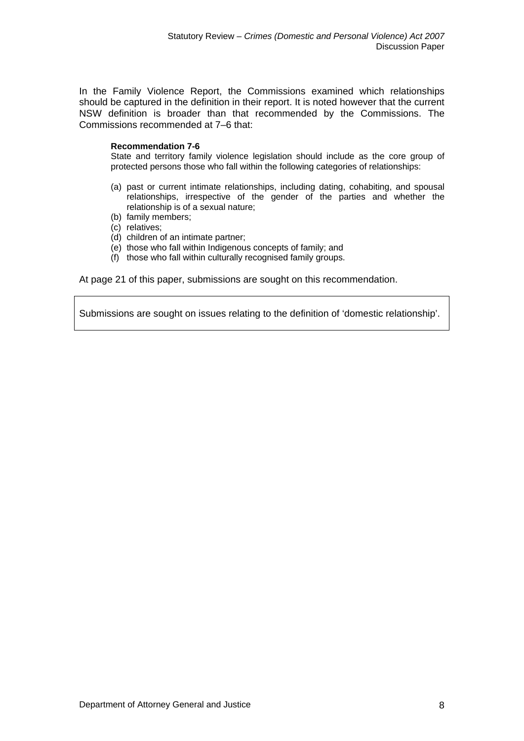In the Family Violence Report, the Commissions examined which relationships should be captured in the definition in their report. It is noted however that the current NSW definition is broader than that recommended by the Commissions. The Commissions recommended at 7–6 that:

> **Recommendation 7-6**
>
> State and territory family violence legislation should include as the core group of protected persons those who fall within the following categories of relationships:
>
> (a) past or current intimate relationships, including dating, cohabiting, and spousal relationships, irrespective of the gender of the parties and whether the relationship is of a sexual nature;
> (b) family members;
> (c) relatives;
> (d) children of an intimate partner;
> (e) those who fall within Indigenous concepts of family; and
> (f) those who fall within culturally recognised family groups.

At page 21 of this paper, submissions are sought on this recommendation.

| Submissions are sought on issues relating to the definition of 'domestic relationship'. |
| --- |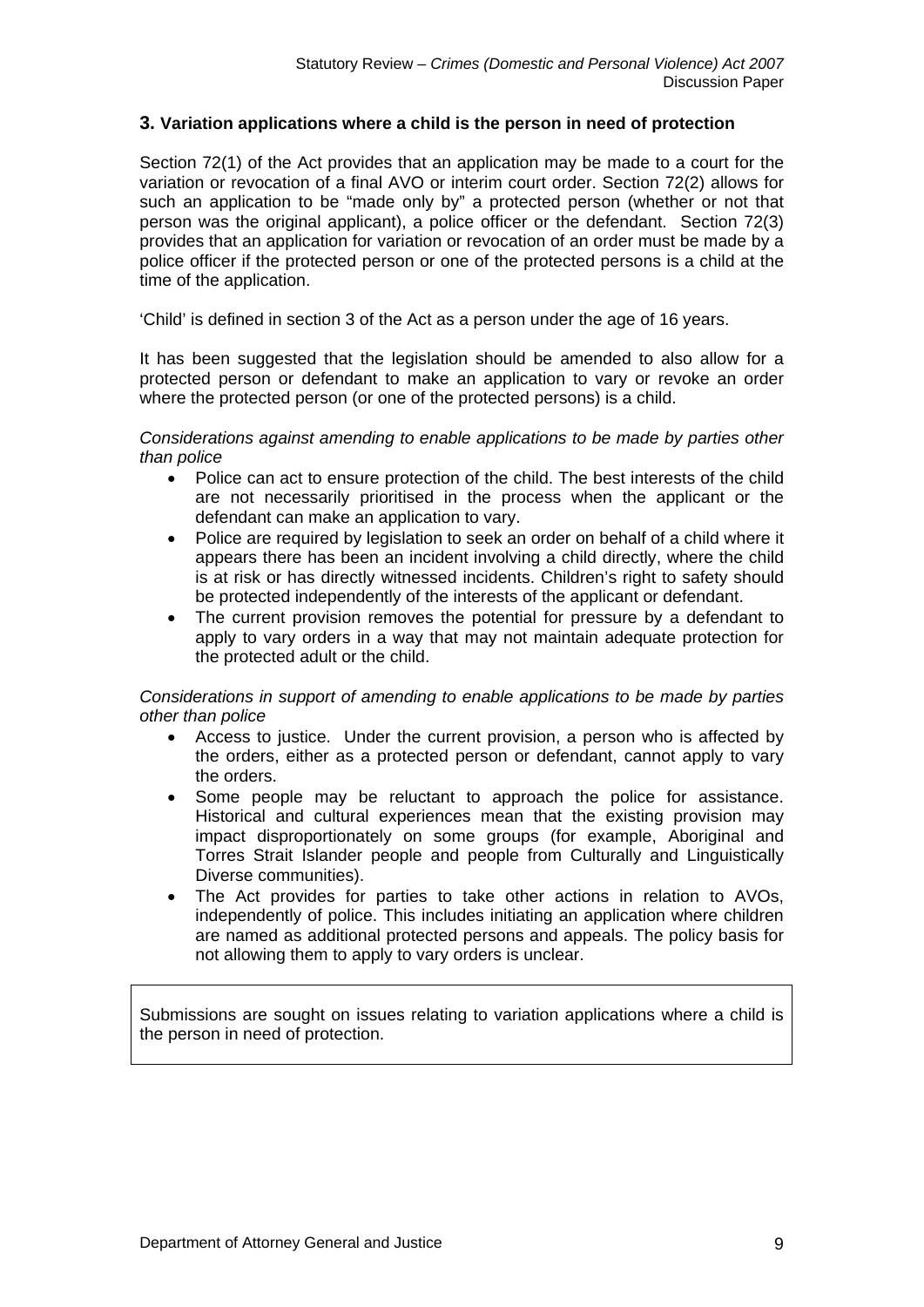## 3. Variation applications where a child is the person in need of protection

Section 72(1) of the Act provides that an application may be made to a court for the variation or revocation of a final AVO or interim court order. Section 72(2) allows for such an application to be "made only by" a protected person (whether or not that person was the original applicant), a police officer or the defendant. Section 72(3) provides that an application for variation or revocation of an order must be made by a police officer if the protected person or one of the protected persons is a child at the time of the application.

'Child' is defined in section 3 of the Act as a person under the age of 16 years.

It has been suggested that the legislation should be amended to also allow for a protected person or defendant to make an application to vary or revoke an order where the protected person (or one of the protected persons) is a child.

*Considerations against amending to enable applications to be made by parties other than police*

- Police can act to ensure protection of the child. The best interests of the child are not necessarily prioritised in the process when the applicant or the defendant can make an application to vary.
- Police are required by legislation to seek an order on behalf of a child where it appears there has been an incident involving a child directly, where the child is at risk or has directly witnessed incidents. Children's right to safety should be protected independently of the interests of the applicant or defendant.
- The current provision removes the potential for pressure by a defendant to apply to vary orders in a way that may not maintain adequate protection for the protected adult or the child.

*Considerations in support of amending to enable applications to be made by parties other than police*

- Access to justice. Under the current provision, a person who is affected by the orders, either as a protected person or defendant, cannot apply to vary the orders.
- Some people may be reluctant to approach the police for assistance. Historical and cultural experiences mean that the existing provision may impact disproportionately on some groups (for example, Aboriginal and Torres Strait Islander people and people from Culturally and Linguistically Diverse communities).
- The Act provides for parties to take other actions in relation to AVOs, independently of police. This includes initiating an application where children are named as additional protected persons and appeals. The policy basis for not allowing them to apply to vary orders is unclear.

Submissions are sought on issues relating to variation applications where a child is the person in need of protection.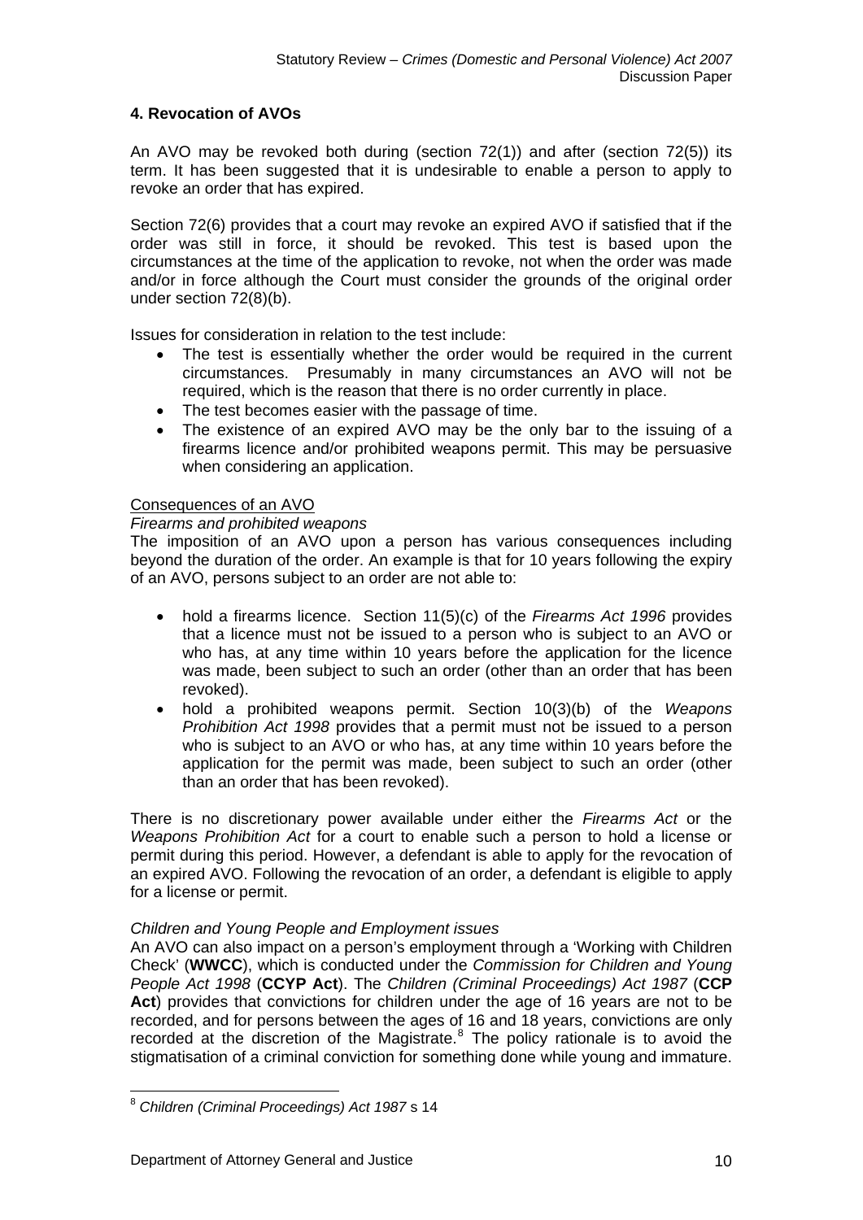### 4. Revocation of AVOs

An AVO may be revoked both during (section 72(1)) and after (section 72(5)) its term. It has been suggested that it is undesirable to enable a person to apply to revoke an order that has expired.

Section 72(6) provides that a court may revoke an expired AVO if satisfied that if the order was still in force, it should be revoked. This test is based upon the circumstances at the time of the application to revoke, not when the order was made and/or in force although the Court must consider the grounds of the original order under section 72(8)(b).

Issues for consideration in relation to the test include:

- The test is essentially whether the order would be required in the current circumstances. Presumably in many circumstances an AVO will not be required, which is the reason that there is no order currently in place.
- The test becomes easier with the passage of time.
- The existence of an expired AVO may be the only bar to the issuing of a firearms licence and/or prohibited weapons permit. This may be persuasive when considering an application.

Consequences of an AVO

*Firearms and prohibited weapons*

The imposition of an AVO upon a person has various consequences including beyond the duration of the order. An example is that for 10 years following the expiry of an AVO, persons subject to an order are not able to:

- hold a firearms licence. Section 11(5)(c) of the *Firearms Act 1996* provides that a licence must not be issued to a person who is subject to an AVO or who has, at any time within 10 years before the application for the licence was made, been subject to such an order (other than an order that has been revoked).
- hold a prohibited weapons permit. Section 10(3)(b) of the *Weapons Prohibition Act 1998* provides that a permit must not be issued to a person who is subject to an AVO or who has, at any time within 10 years before the application for the permit was made, been subject to such an order (other than an order that has been revoked).

There is no discretionary power available under either the *Firearms Act* or the *Weapons Prohibition Act* for a court to enable such a person to hold a license or permit during this period. However, a defendant is able to apply for the revocation of an expired AVO. Following the revocation of an order, a defendant is eligible to apply for a license or permit.

*Children and Young People and Employment issues*

An AVO can also impact on a person's employment through a 'Working with Children Check' (**WWCC**), which is conducted under the *Commission for Children and Young People Act 1998* (**CCYP Act**). The *Children (Criminal Proceedings) Act 1987* (**CCP Act**) provides that convictions for children under the age of 16 years are not to be recorded, and for persons between the ages of 16 and 18 years, convictions are only recorded at the discretion of the Magistrate.[8] The policy rationale is to avoid the stigmatisation of a criminal conviction for something done while young and immature.

[8] *Children (Criminal Proceedings) Act 1987* s 14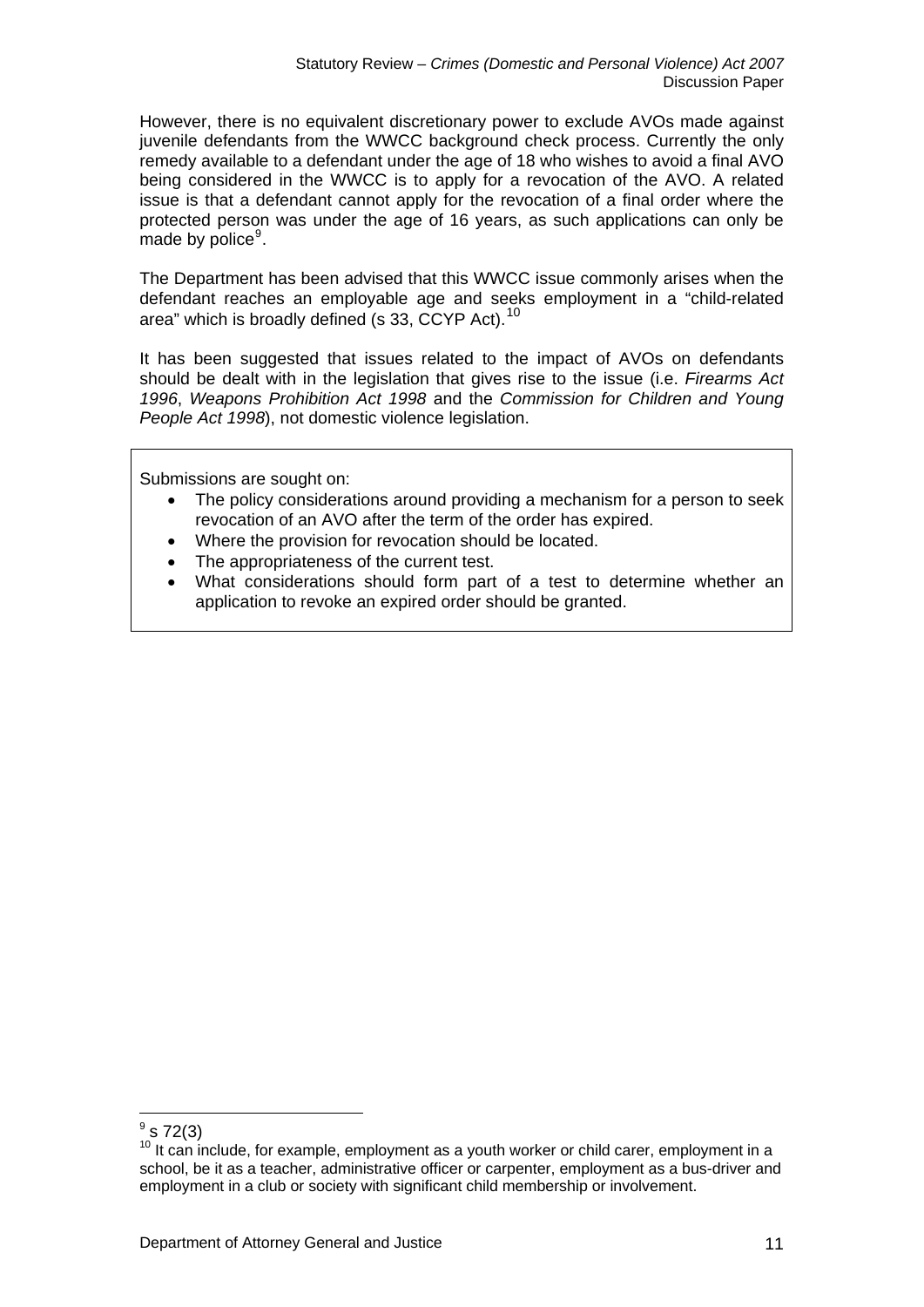However, there is no equivalent discretionary power to exclude AVOs made against juvenile defendants from the WWCC background check process. Currently the only remedy available to a defendant under the age of 18 who wishes to avoid a final AVO being considered in the WWCC is to apply for a revocation of the AVO. A related issue is that a defendant cannot apply for the revocation of a final order where the protected person was under the age of 16 years, as such applications can only be made by police[9].

The Department has been advised that this WWCC issue commonly arises when the defendant reaches an employable age and seeks employment in a "child-related area" which is broadly defined (s 33, CCYP Act).[10]

It has been suggested that issues related to the impact of AVOs on defendants should be dealt with in the legislation that gives rise to the issue (i.e. *Firearms Act 1996*, *Weapons Prohibition Act 1998* and the *Commission for Children and Young People Act 1998*), not domestic violence legislation.

Submissions are sought on:

- The policy considerations around providing a mechanism for a person to seek revocation of an AVO after the term of the order has expired.
- Where the provision for revocation should be located.
- The appropriateness of the current test.
- What considerations should form part of a test to determine whether an application to revoke an expired order should be granted.

---

[9] s 72(3)

[10] It can include, for example, employment as a youth worker or child carer, employment in a school, be it as a teacher, administrative officer or carpenter, employment as a bus-driver and employment in a club or society with significant child membership or involvement.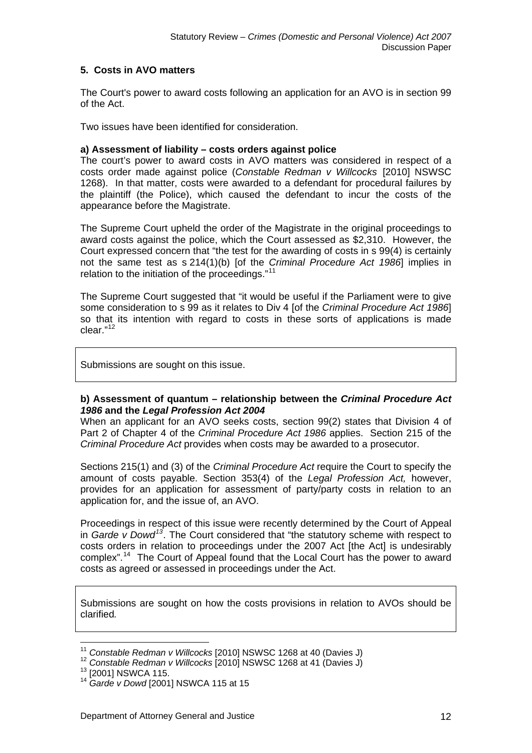## 5. Costs in AVO matters

The Court's power to award costs following an application for an AVO is in section 99 of the Act.

Two issues have been identified for consideration.

### a) Assessment of liability – costs orders against police

The court's power to award costs in AVO matters was considered in respect of a costs order made against police (*Constable Redman v Willcocks* [2010] NSWSC 1268). In that matter, costs were awarded to a defendant for procedural failures by the plaintiff (the Police), which caused the defendant to incur the costs of the appearance before the Magistrate.

The Supreme Court upheld the order of the Magistrate in the original proceedings to award costs against the police, which the Court assessed as $2,310. However, the Court expressed concern that "the test for the awarding of costs in s 99(4) is certainly not the same test as s 214(1)(b) [of the *Criminal Procedure Act 1986*] implies in relation to the initiation of the proceedings."[11]

The Supreme Court suggested that "it would be useful if the Parliament were to give some consideration to s 99 as it relates to Div 4 [of the *Criminal Procedure Act 1986*] so that its intention with regard to costs in these sorts of applications is made clear."[12]

> Submissions are sought on this issue.

### b) Assessment of quantum – relationship between the *Criminal Procedure Act 1986* and the *Legal Profession Act 2004*

When an applicant for an AVO seeks costs, section 99(2) states that Division 4 of Part 2 of Chapter 4 of the *Criminal Procedure Act 1986* applies. Section 215 of the *Criminal Procedure Act* provides when costs may be awarded to a prosecutor.

Sections 215(1) and (3) of the *Criminal Procedure Act* require the Court to specify the amount of costs payable. Section 353(4) of the *Legal Profession Act,* however, provides for an application for assessment of party/party costs in relation to an application for, and the issue of, an AVO.

Proceedings in respect of this issue were recently determined by the Court of Appeal in *Garde v Dowd*[13]. The Court considered that "the statutory scheme with respect to costs orders in relation to proceedings under the 2007 Act [the Act] is undesirably complex".[14] The Court of Appeal found that the Local Court has the power to award costs as agreed or assessed in proceedings under the Act.

> Submissions are sought on how the costs provisions in relation to AVOs should be clarified*.*

---

[11] *Constable Redman v Willcocks* [2010] NSWSC 1268 at 40 (Davies J)

[12] *Constable Redman v Willcocks* [2010] NSWSC 1268 at 41 (Davies J)

[13] [2001] NSWCA 115.

[14] *Garde v Dowd* [2001] NSWCA 115 at 15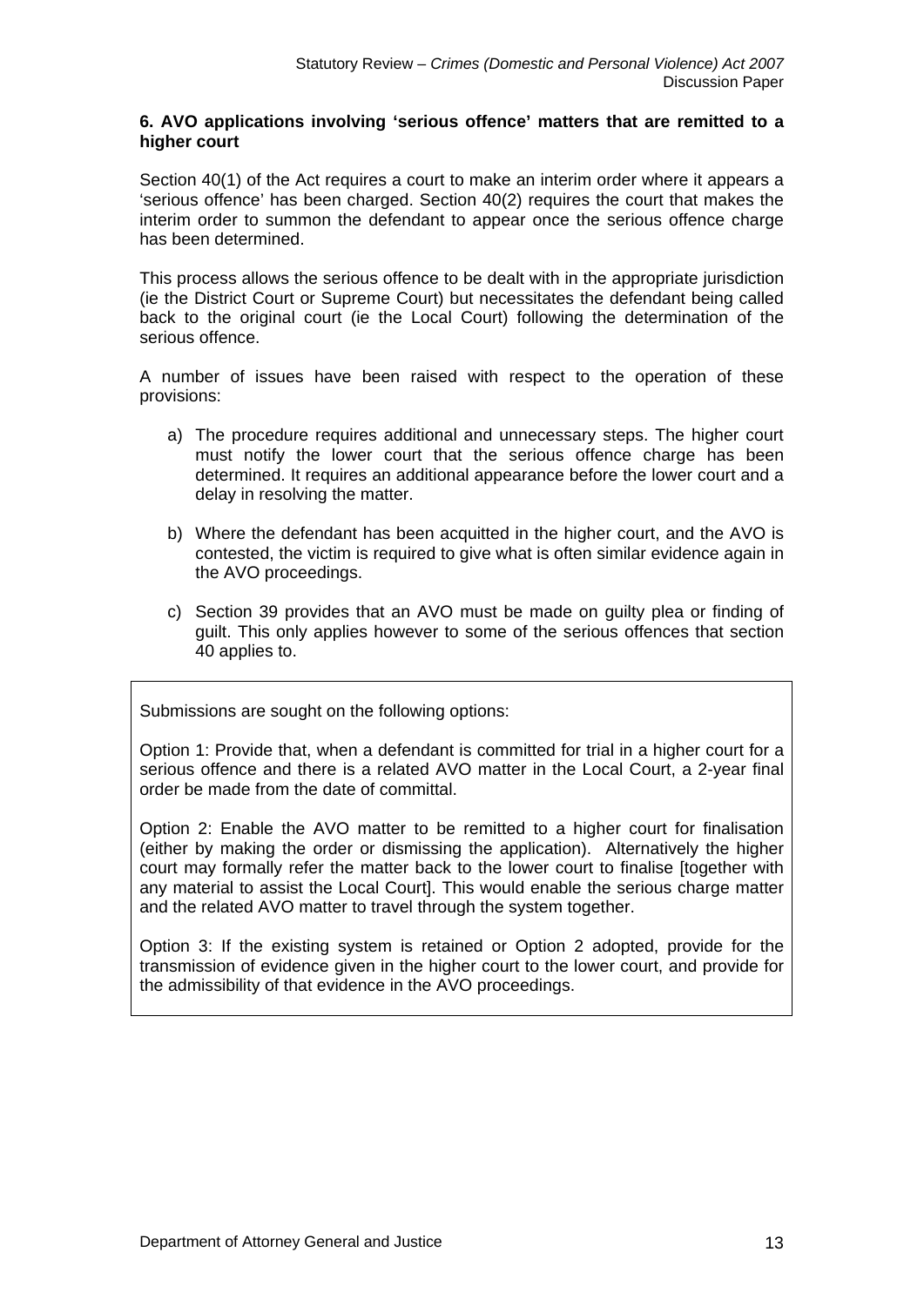**6. AVO applications involving 'serious offence' matters that are remitted to a higher court**

Section 40(1) of the Act requires a court to make an interim order where it appears a 'serious offence' has been charged. Section 40(2) requires the court that makes the interim order to summon the defendant to appear once the serious offence charge has been determined.

This process allows the serious offence to be dealt with in the appropriate jurisdiction (ie the District Court or Supreme Court) but necessitates the defendant being called back to the original court (ie the Local Court) following the determination of the serious offence.

A number of issues have been raised with respect to the operation of these provisions:

a) The procedure requires additional and unnecessary steps. The higher court must notify the lower court that the serious offence charge has been determined. It requires an additional appearance before the lower court and a delay in resolving the matter.

b) Where the defendant has been acquitted in the higher court, and the AVO is contested, the victim is required to give what is often similar evidence again in the AVO proceedings.

c) Section 39 provides that an AVO must be made on guilty plea or finding of guilt. This only applies however to some of the serious offences that section 40 applies to.

> Submissions are sought on the following options:
>
> Option 1: Provide that, when a defendant is committed for trial in a higher court for a serious offence and there is a related AVO matter in the Local Court, a 2-year final order be made from the date of committal.
>
> Option 2: Enable the AVO matter to be remitted to a higher court for finalisation (either by making the order or dismissing the application). Alternatively the higher court may formally refer the matter back to the lower court to finalise [together with any material to assist the Local Court]. This would enable the serious charge matter and the related AVO matter to travel through the system together.
>
> Option 3: If the existing system is retained or Option 2 adopted, provide for the transmission of evidence given in the higher court to the lower court, and provide for the admissibility of that evidence in the AVO proceedings.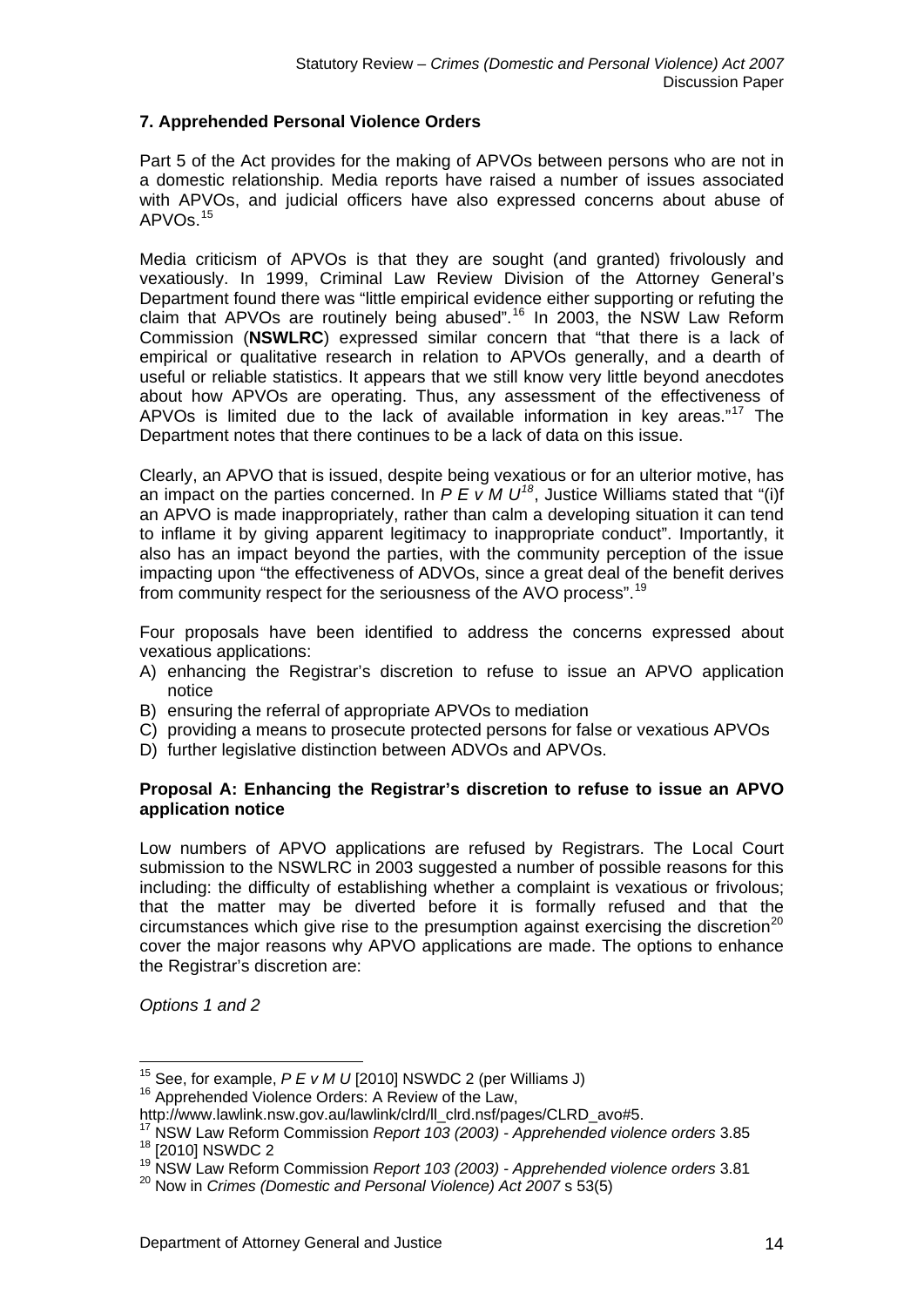## 7. Apprehended Personal Violence Orders

Part 5 of the Act provides for the making of APVOs between persons who are not in a domestic relationship. Media reports have raised a number of issues associated with APVOs, and judicial officers have also expressed concerns about abuse of APVOs.[15]

Media criticism of APVOs is that they are sought (and granted) frivolously and vexatiously. In 1999, Criminal Law Review Division of the Attorney General's Department found there was "little empirical evidence either supporting or refuting the claim that APVOs are routinely being abused".[16] In 2003, the NSW Law Reform Commission (**NSWLRC**) expressed similar concern that "that there is a lack of empirical or qualitative research in relation to APVOs generally, and a dearth of useful or reliable statistics. It appears that we still know very little beyond anecdotes about how APVOs are operating. Thus, any assessment of the effectiveness of APVOs is limited due to the lack of available information in key areas."[17] The Department notes that there continues to be a lack of data on this issue.

Clearly, an APVO that is issued, despite being vexatious or for an ulterior motive, has an impact on the parties concerned. In *P E v M U*[18], Justice Williams stated that "(i)f an APVO is made inappropriately, rather than calm a developing situation it can tend to inflame it by giving apparent legitimacy to inappropriate conduct". Importantly, it also has an impact beyond the parties, with the community perception of the issue impacting upon "the effectiveness of ADVOs, since a great deal of the benefit derives from community respect for the seriousness of the AVO process".[19]

Four proposals have been identified to address the concerns expressed about vexatious applications:

A) enhancing the Registrar's discretion to refuse to issue an APVO application notice
B) ensuring the referral of appropriate APVOs to mediation
C) providing a means to prosecute protected persons for false or vexatious APVOs
D) further legislative distinction between ADVOs and APVOs.

### Proposal A: Enhancing the Registrar's discretion to refuse to issue an APVO application notice

Low numbers of APVO applications are refused by Registrars. The Local Court submission to the NSWLRC in 2003 suggested a number of possible reasons for this including: the difficulty of establishing whether a complaint is vexatious or frivolous; that the matter may be diverted before it is formally refused and that the circumstances which give rise to the presumption against exercising the discretion[20] cover the major reasons why APVO applications are made. The options to enhance the Registrar's discretion are:

*Options 1 and 2*

---

[15] See, for example, *P E v M U* [2010] NSWDC 2 (per Williams J)

[16] Apprehended Violence Orders: A Review of the Law, http://www.lawlink.nsw.gov.au/lawlink/clrd/ll_clrd.nsf/pages/CLRD_avo#5.

[17] NSW Law Reform Commission *Report 103 (2003) - Apprehended violence orders* 3.85

[18] [2010] NSWDC 2

[19] NSW Law Reform Commission *Report 103 (2003) - Apprehended violence orders* 3.81

[20] Now in *Crimes (Domestic and Personal Violence) Act 2007* s 53(5)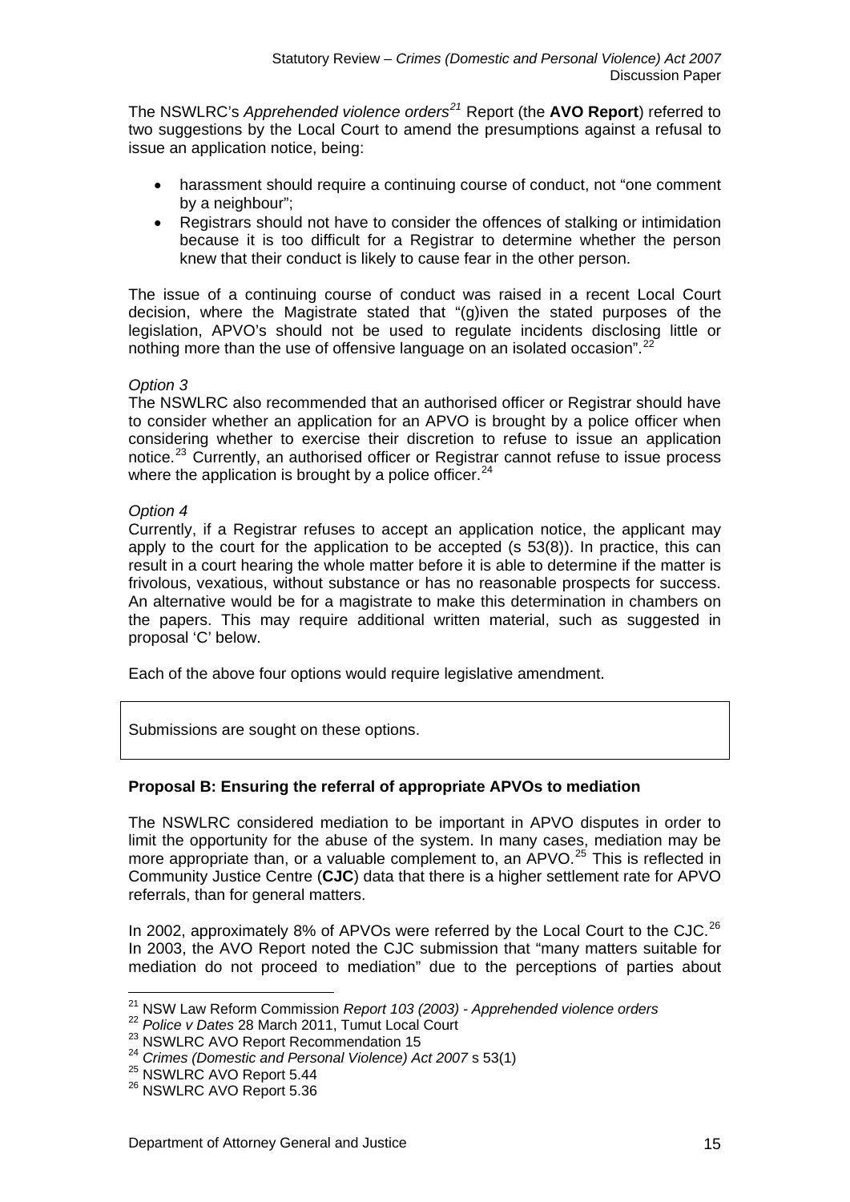The NSWLRC's *Apprehended violence orders*[21] Report (the **AVO Report**) referred to two suggestions by the Local Court to amend the presumptions against a refusal to issue an application notice, being:

- harassment should require a continuing course of conduct, not "one comment by a neighbour";
- Registrars should not have to consider the offences of stalking or intimidation because it is too difficult for a Registrar to determine whether the person knew that their conduct is likely to cause fear in the other person.

The issue of a continuing course of conduct was raised in a recent Local Court decision, where the Magistrate stated that "(g)iven the stated purposes of the legislation, APVO's should not be used to regulate incidents disclosing little or nothing more than the use of offensive language on an isolated occasion".[22]

*Option 3*
The NSWLRC also recommended that an authorised officer or Registrar should have to consider whether an application for an APVO is brought by a police officer when considering whether to exercise their discretion to refuse to issue an application notice.[23] Currently, an authorised officer or Registrar cannot refuse to issue process where the application is brought by a police officer.[24]

*Option 4*
Currently, if a Registrar refuses to accept an application notice, the applicant may apply to the court for the application to be accepted (s 53(8)). In practice, this can result in a court hearing the whole matter before it is able to determine if the matter is frivolous, vexatious, without substance or has no reasonable prospects for success. An alternative would be for a magistrate to make this determination in chambers on the papers. This may require additional written material, such as suggested in proposal 'C' below.

Each of the above four options would require legislative amendment.

> Submissions are sought on these options.

**Proposal B: Ensuring the referral of appropriate APVOs to mediation**

The NSWLRC considered mediation to be important in APVO disputes in order to limit the opportunity for the abuse of the system. In many cases, mediation may be more appropriate than, or a valuable complement to, an APVO.[25] This is reflected in Community Justice Centre (**CJC**) data that there is a higher settlement rate for APVO referrals, than for general matters.

In 2002, approximately 8% of APVOs were referred by the Local Court to the CJC.[26] In 2003, the AVO Report noted the CJC submission that "many matters suitable for mediation do not proceed to mediation" due to the perceptions of parties about

---

[21] NSW Law Reform Commission *Report 103 (2003) - Apprehended violence orders*
[22] *Police v Dates* 28 March 2011, Tumut Local Court
[23] NSWLRC AVO Report Recommendation 15
[24] *Crimes (Domestic and Personal Violence) Act 2007* s 53(1)
[25] NSWLRC AVO Report 5.44
[26] NSWLRC AVO Report 5.36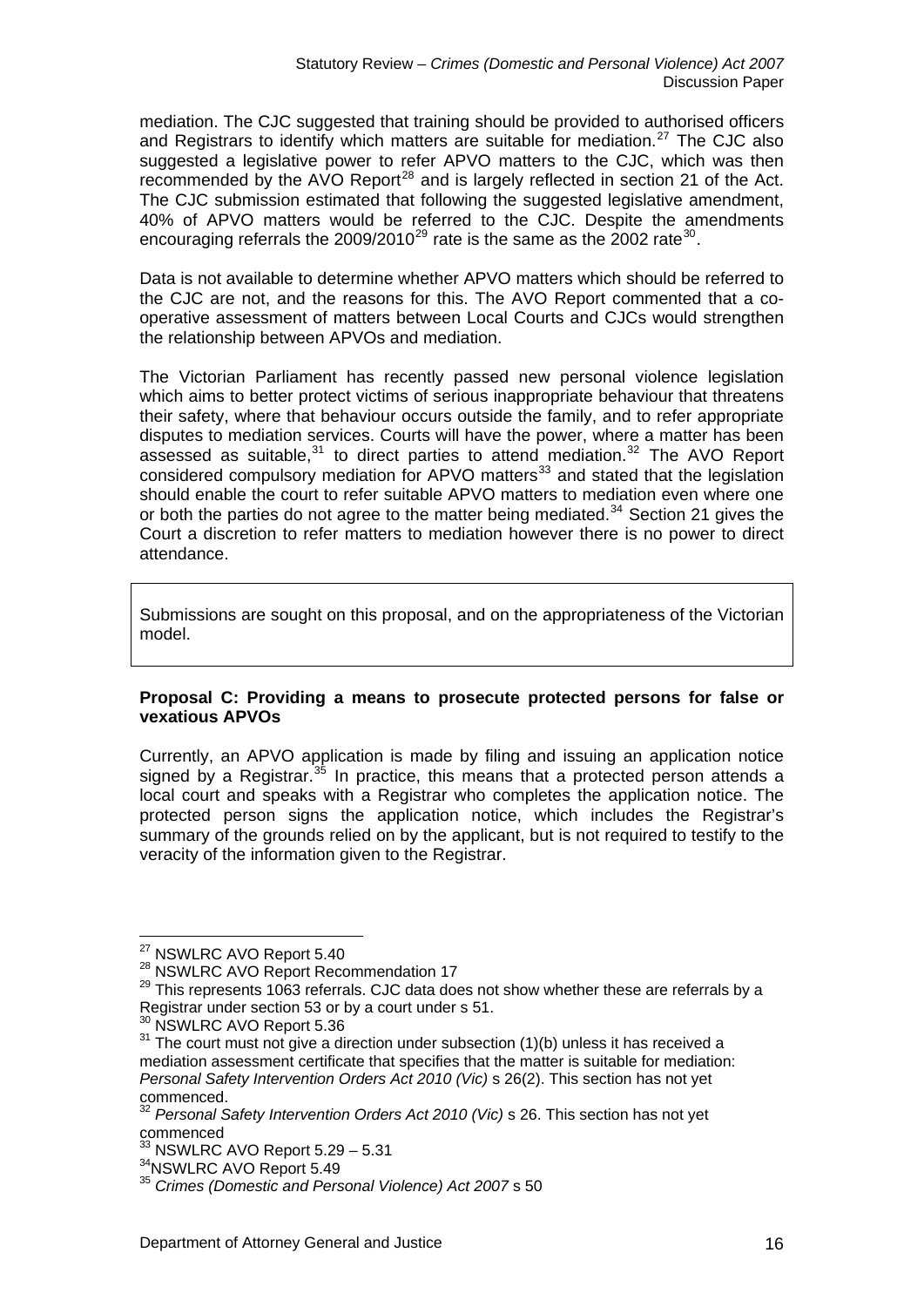mediation. The CJC suggested that training should be provided to authorised officers and Registrars to identify which matters are suitable for mediation.[27] The CJC also suggested a legislative power to refer APVO matters to the CJC, which was then recommended by the AVO Report[28] and is largely reflected in section 21 of the Act. The CJC submission estimated that following the suggested legislative amendment, 40% of APVO matters would be referred to the CJC. Despite the amendments encouraging referrals the 2009/2010[29] rate is the same as the 2002 rate[30].

Data is not available to determine whether APVO matters which should be referred to the CJC are not, and the reasons for this. The AVO Report commented that a co-operative assessment of matters between Local Courts and CJCs would strengthen the relationship between APVOs and mediation.

The Victorian Parliament has recently passed new personal violence legislation which aims to better protect victims of serious inappropriate behaviour that threatens their safety, where that behaviour occurs outside the family, and to refer appropriate disputes to mediation services. Courts will have the power, where a matter has been assessed as suitable,[31] to direct parties to attend mediation.[32] The AVO Report considered compulsory mediation for APVO matters[33] and stated that the legislation should enable the court to refer suitable APVO matters to mediation even where one or both the parties do not agree to the matter being mediated.[34] Section 21 gives the Court a discretion to refer matters to mediation however there is no power to direct attendance.

> Submissions are sought on this proposal, and on the appropriateness of the Victorian model.

**Proposal C: Providing a means to prosecute protected persons for false or vexatious APVOs**

Currently, an APVO application is made by filing and issuing an application notice signed by a Registrar.[35] In practice, this means that a protected person attends a local court and speaks with a Registrar who completes the application notice. The protected person signs the application notice, which includes the Registrar's summary of the grounds relied on by the applicant, but is not required to testify to the veracity of the information given to the Registrar.

---

[27] NSWLRC AVO Report 5.40

[28] NSWLRC AVO Report Recommendation 17

[29] This represents 1063 referrals. CJC data does not show whether these are referrals by a Registrar under section 53 or by a court under s 51.

[30] NSWLRC AVO Report 5.36

[31] The court must not give a direction under subsection (1)(b) unless it has received a mediation assessment certificate that specifies that the matter is suitable for mediation: *Personal Safety Intervention Orders Act 2010 (Vic)* s 26(2). This section has not yet commenced.

[32] *Personal Safety Intervention Orders Act 2010 (Vic)* s 26. This section has not yet commenced

[33] NSWLRC AVO Report 5.29 – 5.31

[34] NSWLRC AVO Report 5.49

[35] *Crimes (Domestic and Personal Violence) Act 2007* s 50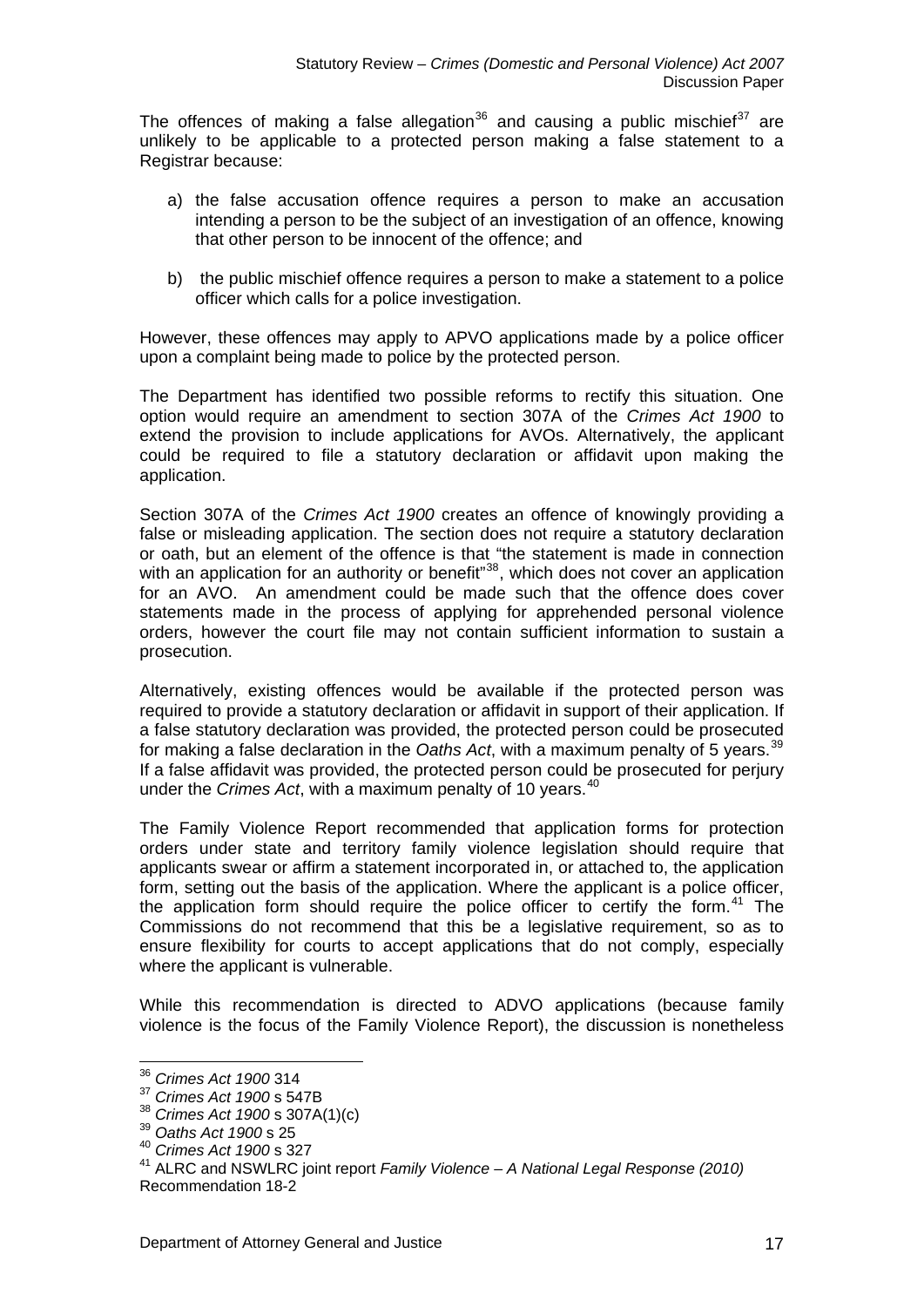The offences of making a false allegation[36] and causing a public mischief[37] are unlikely to be applicable to a protected person making a false statement to a Registrar because:

a) the false accusation offence requires a person to make an accusation intending a person to be the subject of an investigation of an offence, knowing that other person to be innocent of the offence; and

b) the public mischief offence requires a person to make a statement to a police officer which calls for a police investigation.

However, these offences may apply to APVO applications made by a police officer upon a complaint being made to police by the protected person.

The Department has identified two possible reforms to rectify this situation. One option would require an amendment to section 307A of the *Crimes Act 1900* to extend the provision to include applications for AVOs. Alternatively, the applicant could be required to file a statutory declaration or affidavit upon making the application.

Section 307A of the *Crimes Act 1900* creates an offence of knowingly providing a false or misleading application. The section does not require a statutory declaration or oath, but an element of the offence is that "the statement is made in connection with an application for an authority or benefit"[38], which does not cover an application for an AVO. An amendment could be made such that the offence does cover statements made in the process of applying for apprehended personal violence orders, however the court file may not contain sufficient information to sustain a prosecution.

Alternatively, existing offences would be available if the protected person was required to provide a statutory declaration or affidavit in support of their application. If a false statutory declaration was provided, the protected person could be prosecuted for making a false declaration in the *Oaths Act*, with a maximum penalty of 5 years.[39] If a false affidavit was provided, the protected person could be prosecuted for perjury under the *Crimes Act*, with a maximum penalty of 10 years.[40]

The Family Violence Report recommended that application forms for protection orders under state and territory family violence legislation should require that applicants swear or affirm a statement incorporated in, or attached to, the application form, setting out the basis of the application. Where the applicant is a police officer, the application form should require the police officer to certify the form.[41] The Commissions do not recommend that this be a legislative requirement, so as to ensure flexibility for courts to accept applications that do not comply, especially where the applicant is vulnerable.

While this recommendation is directed to ADVO applications (because family violence is the focus of the Family Violence Report), the discussion is nonetheless

---

[36] *Crimes Act 1900* 314
[37] *Crimes Act 1900* s 547B
[38] *Crimes Act 1900* s 307A(1)(c)
[39] *Oaths Act 1900* s 25
[40] *Crimes Act 1900* s 327
[41] ALRC and NSWLRC joint report *Family Violence – A National Legal Response (2010)* Recommendation 18-2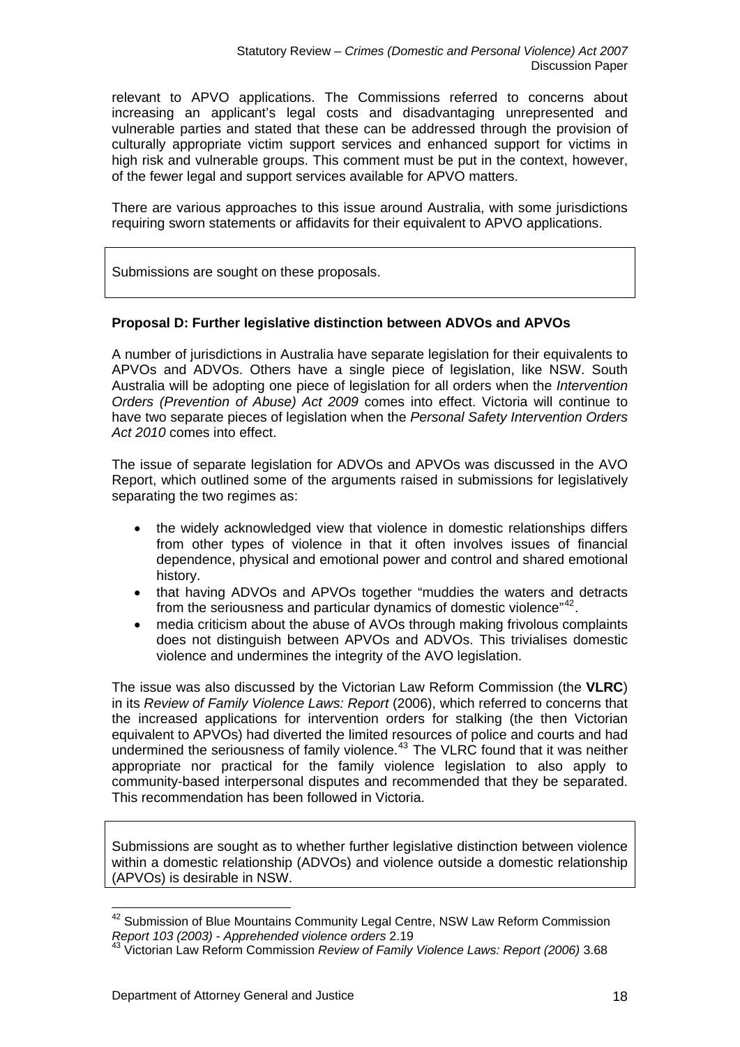relevant to APVO applications. The Commissions referred to concerns about increasing an applicant's legal costs and disadvantaging unrepresented and vulnerable parties and stated that these can be addressed through the provision of culturally appropriate victim support services and enhanced support for victims in high risk and vulnerable groups. This comment must be put in the context, however, of the fewer legal and support services available for APVO matters.

There are various approaches to this issue around Australia, with some jurisdictions requiring sworn statements or affidavits for their equivalent to APVO applications.

> Submissions are sought on these proposals.

**Proposal D: Further legislative distinction between ADVOs and APVOs**

A number of jurisdictions in Australia have separate legislation for their equivalents to APVOs and ADVOs. Others have a single piece of legislation, like NSW. South Australia will be adopting one piece of legislation for all orders when the *Intervention Orders (Prevention of Abuse) Act 2009* comes into effect. Victoria will continue to have two separate pieces of legislation when the *Personal Safety Intervention Orders Act 2010* comes into effect.

The issue of separate legislation for ADVOs and APVOs was discussed in the AVO Report, which outlined some of the arguments raised in submissions for legislatively separating the two regimes as:

- the widely acknowledged view that violence in domestic relationships differs from other types of violence in that it often involves issues of financial dependence, physical and emotional power and control and shared emotional history.
- that having ADVOs and APVOs together "muddies the waters and detracts from the seriousness and particular dynamics of domestic violence"[42].
- media criticism about the abuse of AVOs through making frivolous complaints does not distinguish between APVOs and ADVOs. This trivialises domestic violence and undermines the integrity of the AVO legislation.

The issue was also discussed by the Victorian Law Reform Commission (the **VLRC**) in its *Review of Family Violence Laws: Report* (2006), which referred to concerns that the increased applications for intervention orders for stalking (the then Victorian equivalent to APVOs) had diverted the limited resources of police and courts and had undermined the seriousness of family violence.[43] The VLRC found that it was neither appropriate nor practical for the family violence legislation to also apply to community-based interpersonal disputes and recommended that they be separated. This recommendation has been followed in Victoria.

> Submissions are sought as to whether further legislative distinction between violence within a domestic relationship (ADVOs) and violence outside a domestic relationship (APVOs) is desirable in NSW.

---

[42] Submission of Blue Mountains Community Legal Centre, NSW Law Reform Commission *Report 103 (2003) - Apprehended violence orders* 2.19

[43] Victorian Law Reform Commission *Review of Family Violence Laws: Report (2006)* 3.68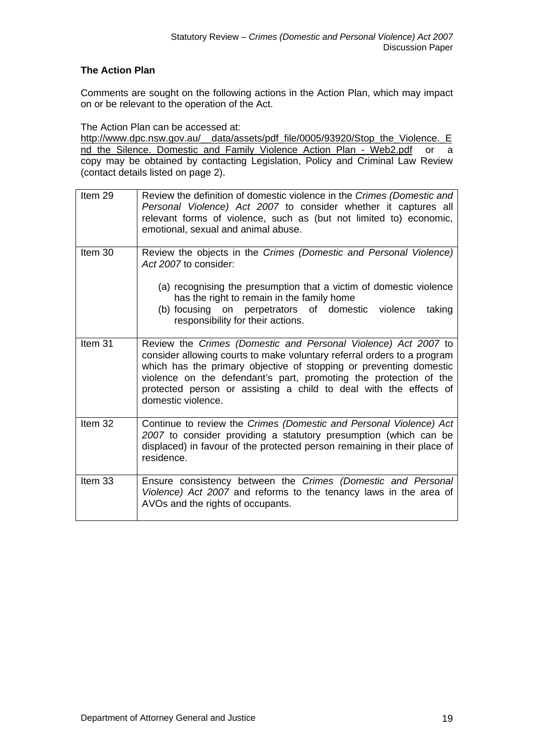### The Action Plan

Comments are sought on the following actions in the Action Plan, which may impact on or be relevant to the operation of the Act.

The Action Plan can be accessed at:
http://www.dpc.nsw.gov.au/__data/assets/pdf_file/0005/93920/Stop_the_Violence._End_the_Silence._Domestic_and_Family_Violence_Action_Plan_-_Web2.pdf or a copy may be obtained by contacting Legislation, Policy and Criminal Law Review (contact details listed on page 2).

| | |
|---|---|
| Item 29 | Review the definition of domestic violence in the *Crimes (Domestic and Personal Violence) Act 2007* to consider whether it captures all relevant forms of violence, such as (but not limited to) economic, emotional, sexual and animal abuse. |
| Item 30 | Review the objects in the *Crimes (Domestic and Personal Violence) Act 2007* to consider: (a) recognising the presumption that a victim of domestic violence has the right to remain in the family home (b) focusing on perpetrators of domestic violence taking responsibility for their actions. |
| Item 31 | Review the *Crimes (Domestic and Personal Violence) Act 2007* to consider allowing courts to make voluntary referral orders to a program which has the primary objective of stopping or preventing domestic violence on the defendant's part, promoting the protection of the protected person or assisting a child to deal with the effects of domestic violence. |
| Item 32 | Continue to review the *Crimes (Domestic and Personal Violence) Act 2007* to consider providing a statutory presumption (which can be displaced) in favour of the protected person remaining in their place of residence. |
| Item 33 | Ensure consistency between the *Crimes (Domestic and Personal Violence) Act 2007* and reforms to the tenancy laws in the area of AVOs and the rights of occupants. |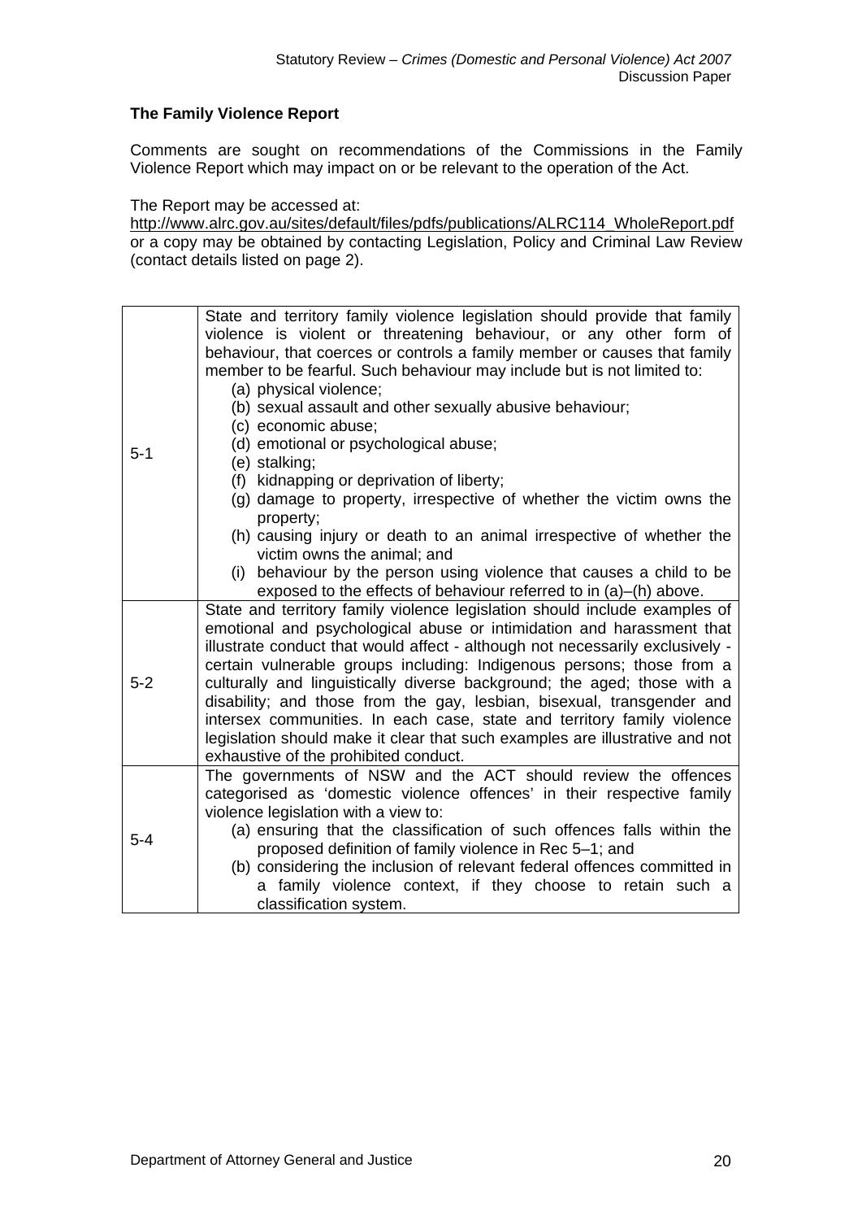### The Family Violence Report

Comments are sought on recommendations of the Commissions in the Family Violence Report which may impact on or be relevant to the operation of the Act.

The Report may be accessed at:
http://www.alrc.gov.au/sites/default/files/pdfs/publications/ALRC114_WholeReport.pdf or a copy may be obtained by contacting Legislation, Policy and Criminal Law Review (contact details listed on page 2).

| | |
|---|---|
| 5-1 | State and territory family violence legislation should provide that family violence is violent or threatening behaviour, or any other form of behaviour, that coerces or controls a family member or causes that family member to be fearful. Such behaviour may include but is not limited to:<br>(a) physical violence;<br>(b) sexual assault and other sexually abusive behaviour;<br>(c) economic abuse;<br>(d) emotional or psychological abuse;<br>(e) stalking;<br>(f) kidnapping or deprivation of liberty;<br>(g) damage to property, irrespective of whether the victim owns the property;<br>(h) causing injury or death to an animal irrespective of whether the victim owns the animal; and<br>(i) behaviour by the person using violence that causes a child to be exposed to the effects of behaviour referred to in (a)–(h) above. |
| 5-2 | State and territory family violence legislation should include examples of emotional and psychological abuse or intimidation and harassment that illustrate conduct that would affect - although not necessarily exclusively - certain vulnerable groups including: Indigenous persons; those from a culturally and linguistically diverse background; the aged; those with a disability; and those from the gay, lesbian, bisexual, transgender and intersex communities. In each case, state and territory family violence legislation should make it clear that such examples are illustrative and not exhaustive of the prohibited conduct. |
| 5-4 | The governments of NSW and the ACT should review the offences categorised as 'domestic violence offences' in their respective family violence legislation with a view to:<br>(a) ensuring that the classification of such offences falls within the proposed definition of family violence in Rec 5–1; and<br>(b) considering the inclusion of relevant federal offences committed in a family violence context, if they choose to retain such a classification system. |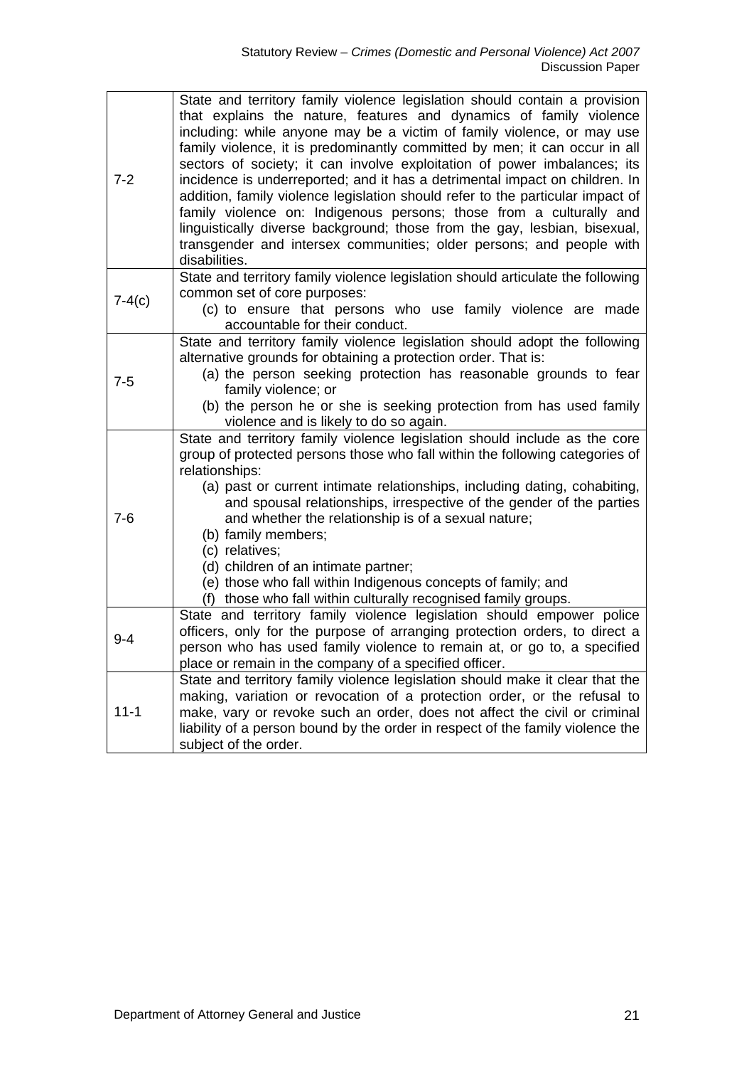| | |
|---|---|
| 7-2 | State and territory family violence legislation should contain a provision that explains the nature, features and dynamics of family violence including: while anyone may be a victim of family violence, or may use family violence, it is predominantly committed by men; it can occur in all sectors of society; it can involve exploitation of power imbalances; its incidence is underreported; and it has a detrimental impact on children. In addition, family violence legislation should refer to the particular impact of family violence on: Indigenous persons; those from a culturally and linguistically diverse background; those from the gay, lesbian, bisexual, transgender and intersex communities; older persons; and people with disabilities. |
| 7-4(c) | State and territory family violence legislation should articulate the following common set of core purposes:<br>(c) to ensure that persons who use family violence are made accountable for their conduct. |
| 7-5 | State and territory family violence legislation should adopt the following alternative grounds for obtaining a protection order. That is:<br>(a) the person seeking protection has reasonable grounds to fear family violence; or<br>(b) the person he or she is seeking protection from has used family violence and is likely to do so again. |
| 7-6 | State and territory family violence legislation should include as the core group of protected persons those who fall within the following categories of relationships:<br>(a) past or current intimate relationships, including dating, cohabiting, and spousal relationships, irrespective of the gender of the parties and whether the relationship is of a sexual nature;<br>(b) family members;<br>(c) relatives;<br>(d) children of an intimate partner;<br>(e) those who fall within Indigenous concepts of family; and<br>(f) those who fall within culturally recognised family groups. |
| 9-4 | State and territory family violence legislation should empower police officers, only for the purpose of arranging protection orders, to direct a person who has used family violence to remain at, or go to, a specified place or remain in the company of a specified officer. |
| 11-1 | State and territory family violence legislation should make it clear that the making, variation or revocation of a protection order, or the refusal to make, vary or revoke such an order, does not affect the civil or criminal liability of a person bound by the order in respect of the family violence the subject of the order. |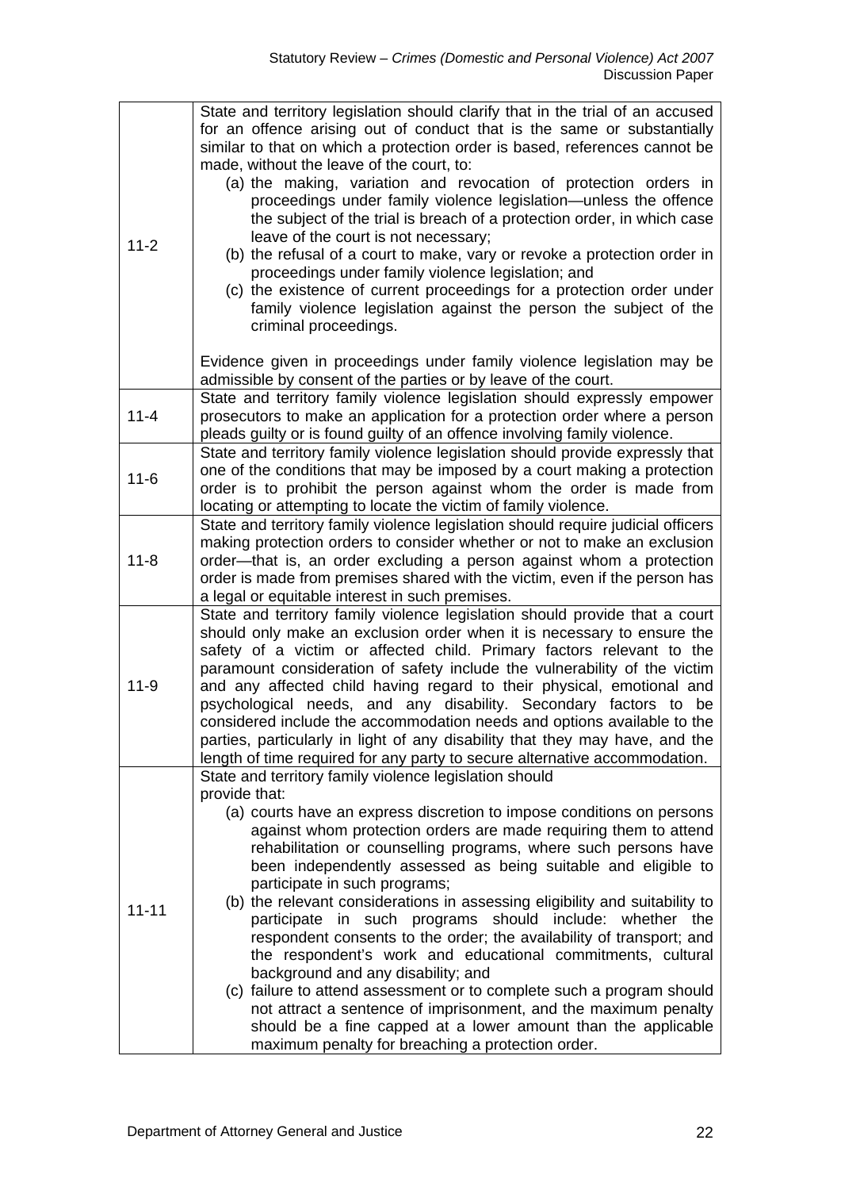| | |
|---|---|
| 11-2 | State and territory legislation should clarify that in the trial of an accused for an offence arising out of conduct that is the same or substantially similar to that on which a protection order is based, references cannot be made, without the leave of the court, to:<br>(a) the making, variation and revocation of protection orders in proceedings under family violence legislation—unless the offence the subject of the trial is breach of a protection order, in which case leave of the court is not necessary;<br>(b) the refusal of a court to make, vary or revoke a protection order in proceedings under family violence legislation; and<br>(c) the existence of current proceedings for a protection order under family violence legislation against the person the subject of the criminal proceedings.<br><br>Evidence given in proceedings under family violence legislation may be admissible by consent of the parties or by leave of the court. |
| 11-4 | State and territory family violence legislation should expressly empower prosecutors to make an application for a protection order where a person pleads guilty or is found guilty of an offence involving family violence. |
| 11-6 | State and territory family violence legislation should provide expressly that one of the conditions that may be imposed by a court making a protection order is to prohibit the person against whom the order is made from locating or attempting to locate the victim of family violence. |
| 11-8 | State and territory family violence legislation should require judicial officers making protection orders to consider whether or not to make an exclusion order—that is, an order excluding a person against whom a protection order is made from premises shared with the victim, even if the person has a legal or equitable interest in such premises. |
| 11-9 | State and territory family violence legislation should provide that a court should only make an exclusion order when it is necessary to ensure the safety of a victim or affected child. Primary factors relevant to the paramount consideration of safety include the vulnerability of the victim and any affected child having regard to their physical, emotional and psychological needs, and any disability. Secondary factors to be considered include the accommodation needs and options available to the parties, particularly in light of any disability that they may have, and the length of time required for any party to secure alternative accommodation. |
| 11-11 | State and territory family violence legislation should provide that:<br>(a) courts have an express discretion to impose conditions on persons against whom protection orders are made requiring them to attend rehabilitation or counselling programs, where such persons have been independently assessed as being suitable and eligible to participate in such programs;<br>(b) the relevant considerations in assessing eligibility and suitability to participate in such programs should include: whether the respondent consents to the order; the availability of transport; and the respondent's work and educational commitments, cultural background and any disability; and<br>(c) failure to attend assessment or to complete such a program should not attract a sentence of imprisonment, and the maximum penalty should be a fine capped at a lower amount than the applicable maximum penalty for breaching a protection order. |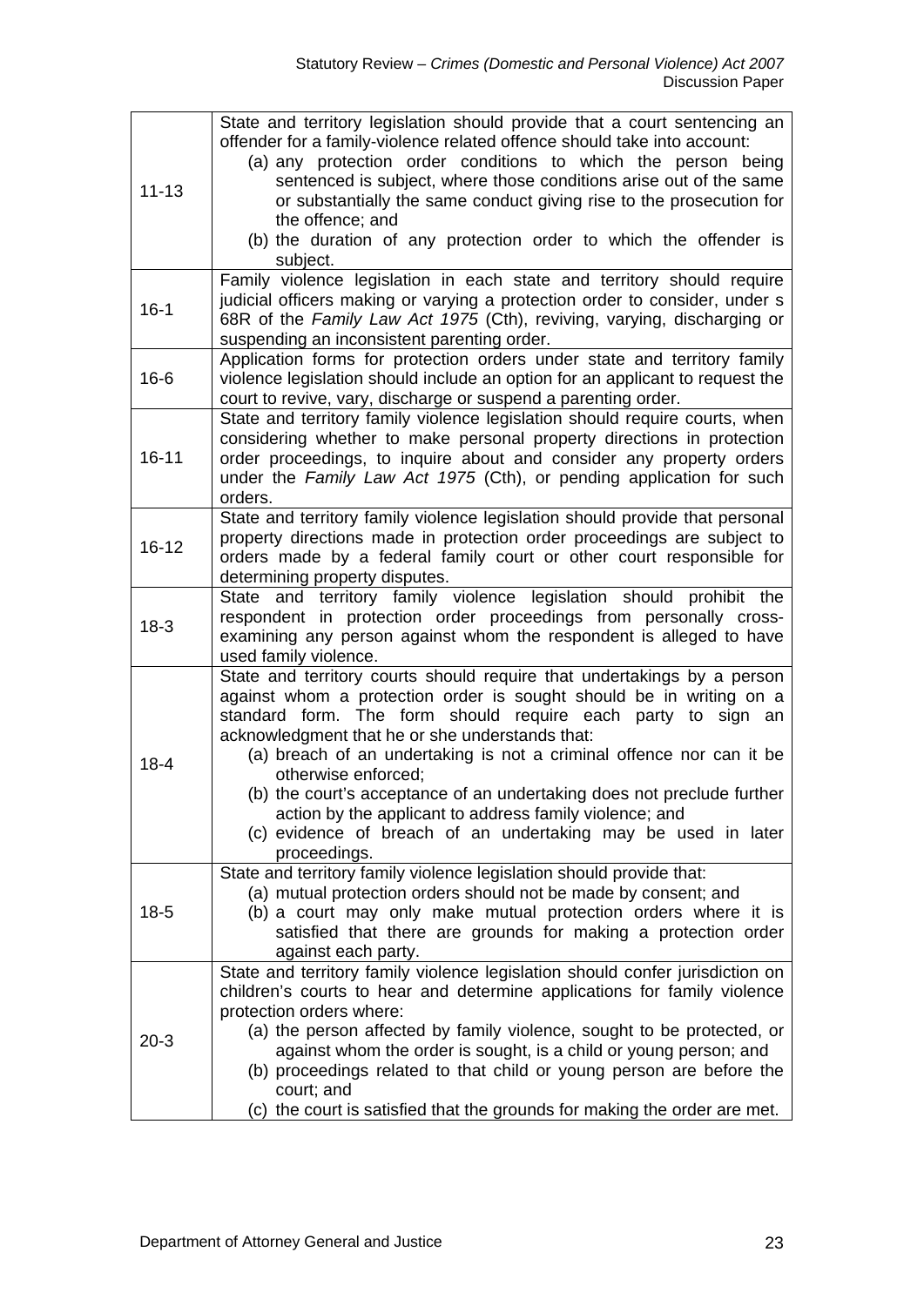| | |
|---|---|
| 11-13 | State and territory legislation should provide that a court sentencing an offender for a family-violence related offence should take into account:<br>(a) any protection order conditions to which the person being sentenced is subject, where those conditions arise out of the same or substantially the same conduct giving rise to the prosecution for the offence; and<br>(b) the duration of any protection order to which the offender is subject. |
| 16-1 | Family violence legislation in each state and territory should require judicial officers making or varying a protection order to consider, under s 68R of the *Family Law Act 1975* (Cth), reviving, varying, discharging or suspending an inconsistent parenting order. |
| 16-6 | Application forms for protection orders under state and territory family violence legislation should include an option for an applicant to request the court to revive, vary, discharge or suspend a parenting order. |
| 16-11 | State and territory family violence legislation should require courts, when considering whether to make personal property directions in protection order proceedings, to inquire about and consider any property orders under the *Family Law Act 1975* (Cth), or pending application for such orders. |
| 16-12 | State and territory family violence legislation should provide that personal property directions made in protection order proceedings are subject to orders made by a federal family court or other court responsible for determining property disputes. |
| 18-3 | State and territory family violence legislation should prohibit the respondent in protection order proceedings from personally cross-examining any person against whom the respondent is alleged to have used family violence. |
| 18-4 | State and territory courts should require that undertakings by a person against whom a protection order is sought should be in writing on a standard form. The form should require each party to sign an acknowledgment that he or she understands that:<br>(a) breach of an undertaking is not a criminal offence nor can it be otherwise enforced;<br>(b) the court's acceptance of an undertaking does not preclude further action by the applicant to address family violence; and<br>(c) evidence of breach of an undertaking may be used in later proceedings. |
| 18-5 | State and territory family violence legislation should provide that:<br>(a) mutual protection orders should not be made by consent; and<br>(b) a court may only make mutual protection orders where it is satisfied that there are grounds for making a protection order against each party. |
| 20-3 | State and territory family violence legislation should confer jurisdiction on children's courts to hear and determine applications for family violence protection orders where:<br>(a) the person affected by family violence, sought to be protected, or against whom the order is sought, is a child or young person; and<br>(b) proceedings related to that child or young person are before the court; and<br>(c) the court is satisfied that the grounds for making the order are met. |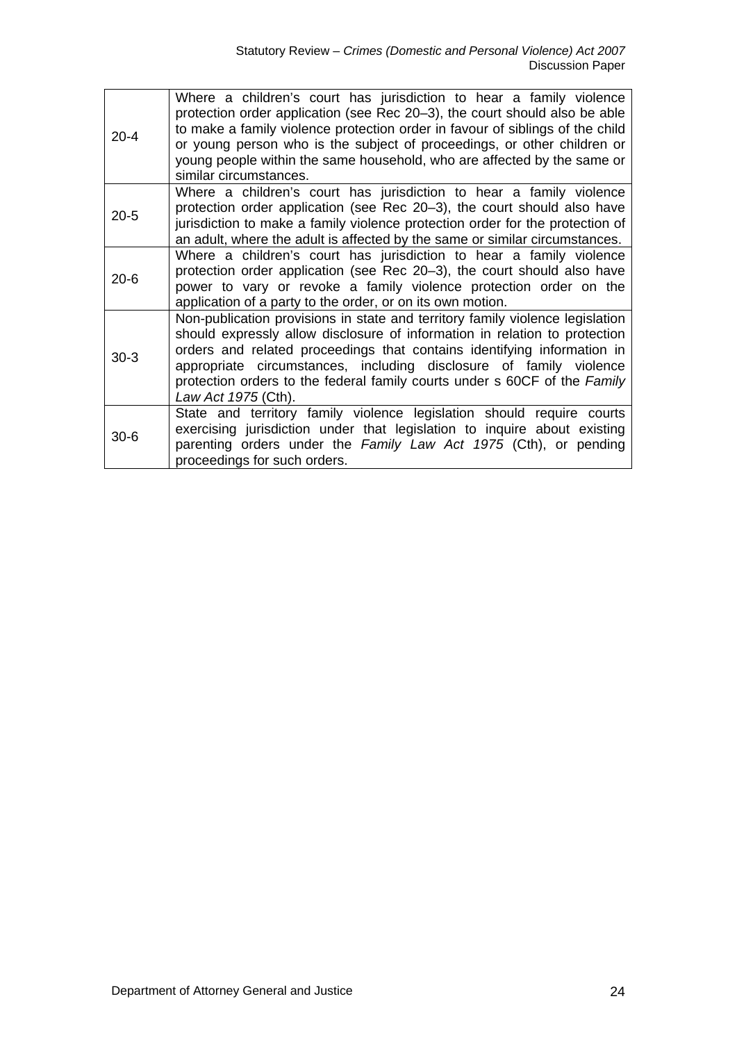| | |
|---|---|
| 20-4 | Where a children's court has jurisdiction to hear a family violence protection order application (see Rec 20–3), the court should also be able to make a family violence protection order in favour of siblings of the child or young person who is the subject of proceedings, or other children or young people within the same household, who are affected by the same or similar circumstances. |
| 20-5 | Where a children's court has jurisdiction to hear a family violence protection order application (see Rec 20–3), the court should also have jurisdiction to make a family violence protection order for the protection of an adult, where the adult is affected by the same or similar circumstances. |
| 20-6 | Where a children's court has jurisdiction to hear a family violence protection order application (see Rec 20–3), the court should also have power to vary or revoke a family violence protection order on the application of a party to the order, or on its own motion. |
| 30-3 | Non-publication provisions in state and territory family violence legislation should expressly allow disclosure of information in relation to protection orders and related proceedings that contains identifying information in appropriate circumstances, including disclosure of family violence protection orders to the federal family courts under s 60CF of the *Family Law Act 1975* (Cth). |
| 30-6 | State and territory family violence legislation should require courts exercising jurisdiction under that legislation to inquire about existing parenting orders under the *Family Law Act 1975* (Cth), or pending proceedings for such orders. |